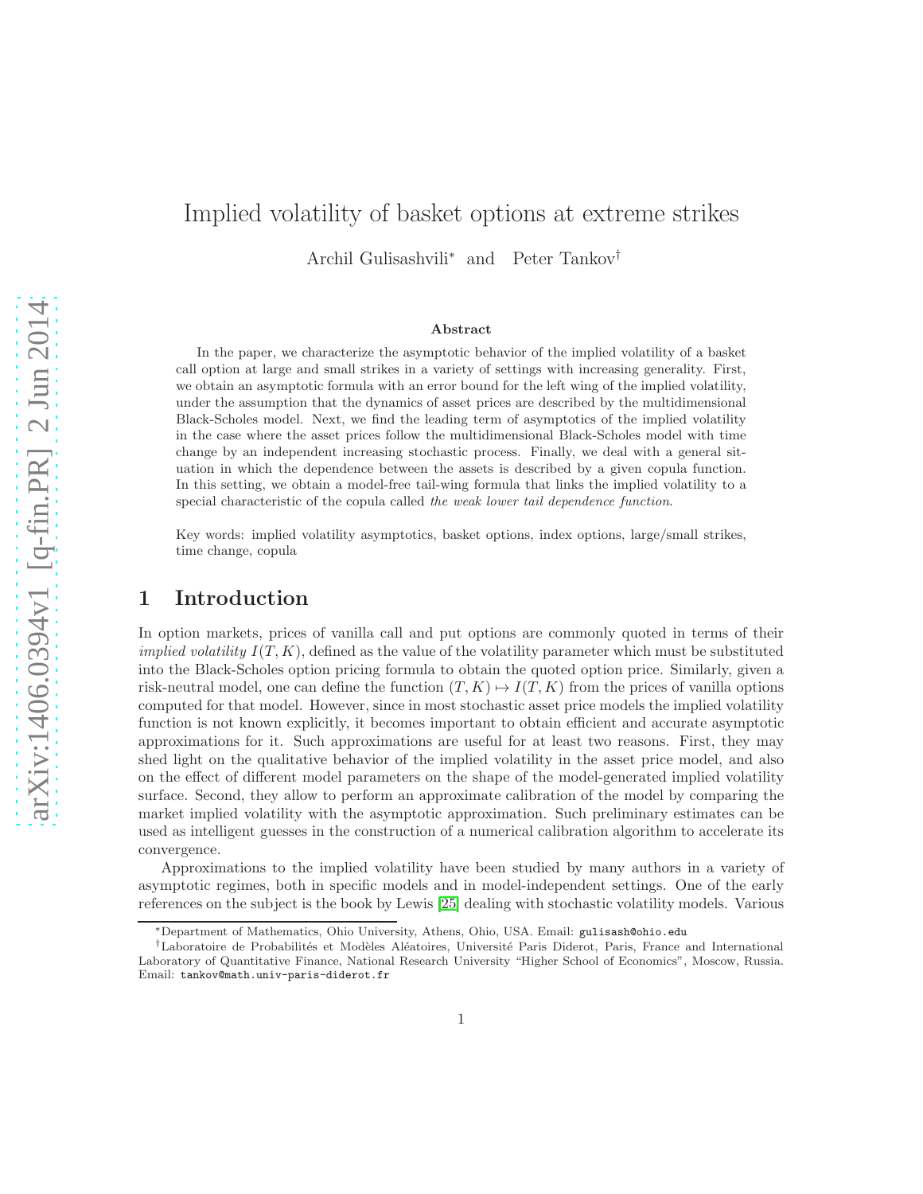# Implied volatility of basket options at extreme strikes

Archil Gulisashvili* and Peter Tankov†

### Abstract

In the paper, we characterize the asymptotic behavior of the implied volatility of a basket call option at large and small strikes in a variety of settings with increasing generality. First, we obtain an asymptotic formula with an error bound for the left wing of the implied volatility, under the assumption that the dynamics of asset prices are described by the multidimensional Black-Scholes model. Next, we find the leading term of asymptotics of the implied volatility in the case where the asset prices follow the multidimensional Black-Scholes model with time change by an independent increasing stochastic process. Finally, we deal with a general situation in which the dependence between the assets is described by a given copula function. In this setting, we obtain a model-free tail-wing formula that links the implied volatility to a special characteristic of the copula called *the weak lower tail dependence function*.

Key words: implied volatility asymptotics, basket options, index options, large/small strikes, time change, copula

## 1 Introduction

In option markets, prices of vanilla call and put options are commonly quoted in terms of their *implied volatility* $I(T, K)$, defined as the value of the volatility parameter which must be substituted into the Black-Scholes option pricing formula to obtain the quoted option price. Similarly, given a risk-neutral model, one can define the function $(T, K) \mapsto I(T, K)$ from the prices of vanilla options computed for that model. However, since in most stochastic asset price models the implied volatility function is not known explicitly, it becomes important to obtain efficient and accurate asymptotic approximations for it. Such approximations are useful for at least two reasons. First, they may shed light on the qualitative behavior of the implied volatility in the asset price model, and also on the effect of different model parameters on the shape of the model-generated implied volatility surface. Second, they allow to perform an approximate calibration of the model by comparing the market implied volatility with the asymptotic approximation. Such preliminary estimates can be used as intelligent guesses in the construction of a numerical calibration algorithm to accelerate its convergence.

Approximations to the implied volatility have been studied by many authors in a variety of asymptotic regimes, both in specific models and in model-independent settings. One of the early references on the subject is the book by Lewis [25] dealing with stochastic volatility models. Various

*Department of Mathematics, Ohio University, Athens, Ohio, USA. Email: gulisash@ohio.edu

†Laboratoire de Probabilités et Modèles Aléatoires, Université Paris Diderot, Paris, France and International Laboratory of Quantitative Finance, National Research University "Higher School of Economics", Moscow, Russia. Email: tankov@math.univ-paris-diderot.fr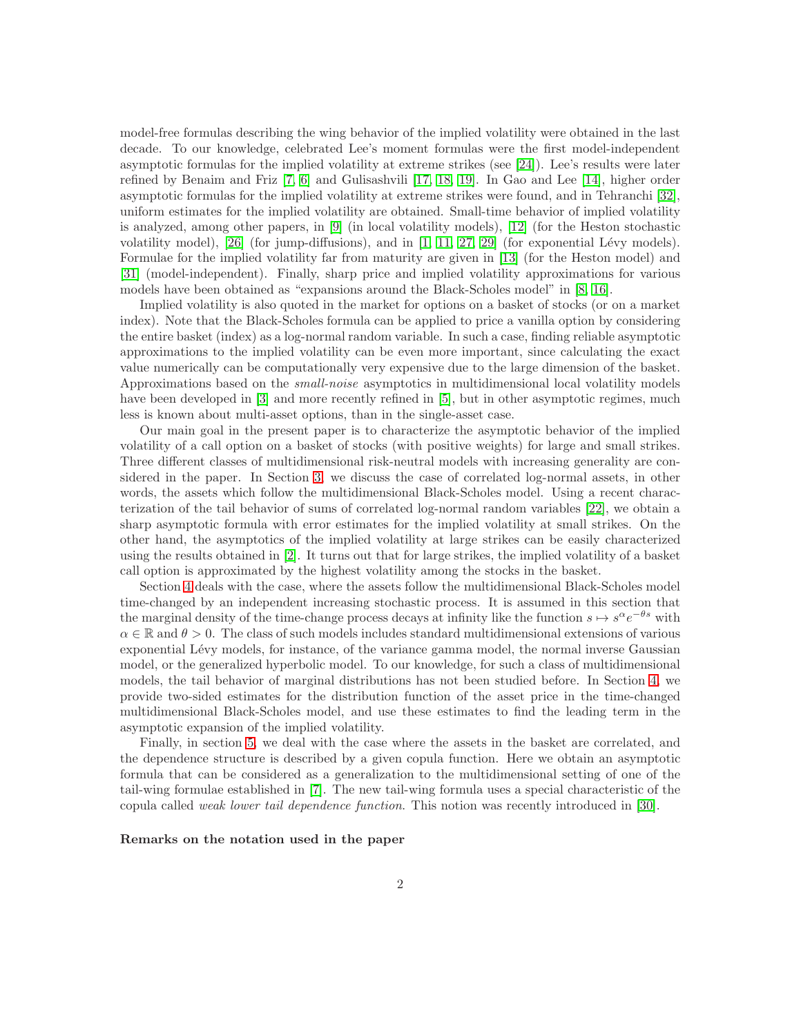model-free formulas describing the wing behavior of the implied volatility were obtained in the last decade. To our knowledge, celebrated Lee's moment formulas were the first model-independent asymptotic formulas for the implied volatility at extreme strikes (see [24]). Lee's results were later refined by Benaim and Friz [7, 6] and Gulisashvili [17, 18, 19]. In Gao and Lee [14], higher order asymptotic formulas for the implied volatility at extreme strikes were found, and in Tehranchi [32], uniform estimates for the implied volatility are obtained. Small-time behavior of implied volatility is analyzed, among other papers, in [9] (in local volatility models), [12] (for the Heston stochastic volatility model), [26] (for jump-diffusions), and in [1, 11, 27, 29] (for exponential Lévy models). Formulae for the implied volatility far from maturity are given in [13] (for the Heston model) and [31] (model-independent). Finally, sharp price and implied volatility approximations for various models have been obtained as "expansions around the Black-Scholes model" in [8, 16].

Implied volatility is also quoted in the market for options on a basket of stocks (or on a market index). Note that the Black-Scholes formula can be applied to price a vanilla option by considering the entire basket (index) as a log-normal random variable. In such a case, finding reliable asymptotic approximations to the implied volatility can be even more important, since calculating the exact value numerically can be computationally very expensive due to the large dimension of the basket. Approximations based on the *small-noise* asymptotics in multidimensional local volatility models have been developed in [3] and more recently refined in [5], but in other asymptotic regimes, much less is known about multi-asset options, than in the single-asset case.

Our main goal in the present paper is to characterize the asymptotic behavior of the implied volatility of a call option on a basket of stocks (with positive weights) for large and small strikes. Three different classes of multidimensional risk-neutral models with increasing generality are considered in the paper. In Section 3, we discuss the case of correlated log-normal assets, in other words, the assets which follow the multidimensional Black-Scholes model. Using a recent characterization of the tail behavior of sums of correlated log-normal random variables [22], we obtain a sharp asymptotic formula with error estimates for the implied volatility at small strikes. On the other hand, the asymptotics of the implied volatility at large strikes can be easily characterized using the results obtained in [2]. It turns out that for large strikes, the implied volatility of a basket call option is approximated by the highest volatility among the stocks in the basket.

Section 4 deals with the case, where the assets follow the multidimensional Black-Scholes model time-changed by an independent increasing stochastic process. It is assumed in this section that the marginal density of the time-change process decays at infinity like the function $s \mapsto s^{\alpha} e^{-\theta s}$ with $\alpha \in \mathbb{R}$ and $\theta > 0$. The class of such models includes standard multidimensional extensions of various exponential Lévy models, for instance, of the variance gamma model, the normal inverse Gaussian model, or the generalized hyperbolic model. To our knowledge, for such a class of multidimensional models, the tail behavior of marginal distributions has not been studied before. In Section 4, we provide two-sided estimates for the distribution function of the asset price in the time-changed multidimensional Black-Scholes model, and use these estimates to find the leading term in the asymptotic expansion of the implied volatility.

Finally, in section 5, we deal with the case where the assets in the basket are correlated, and the dependence structure is described by a given copula function. Here we obtain an asymptotic formula that can be considered as a generalization to the multidimensional setting of one of the tail-wing formulae established in [7]. The new tail-wing formula uses a special characteristic of the copula called *weak lower tail dependence function.* This notion was recently introduced in [30].

**Remarks on the notation used in the paper**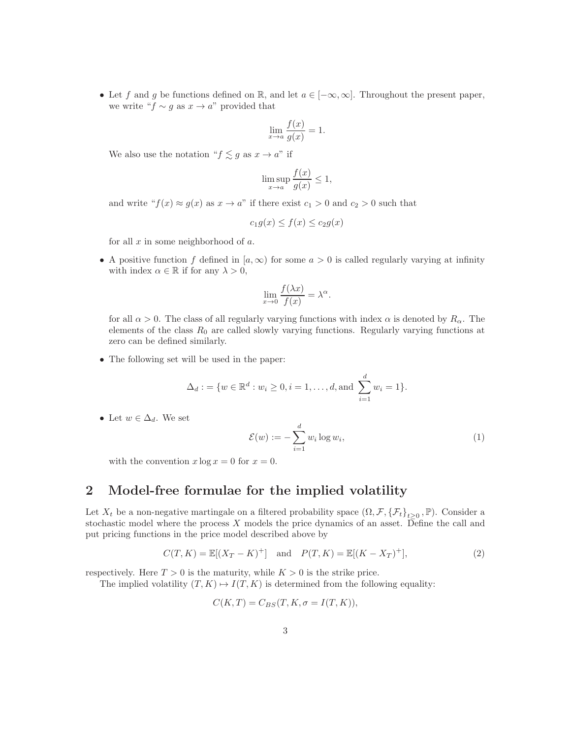- Let $f$ and $g$ be functions defined on $\mathbb{R}$, and let $a \in [-\infty, \infty]$. Throughout the present paper, we write "$f \sim g$ as $x \to a$" provided that

$$\lim_{x \to a} \frac{f(x)}{g(x)} = 1.$$

We also use the notation "$f \lesssim g$ as $x \to a$" if

$$\limsup_{x \to a} \frac{f(x)}{g(x)} \leq 1,$$

and write "$f(x) \approx g(x)$ as $x \to a$" if there exist $c_1 > 0$ and $c_2 > 0$ such that

$$c_1 g(x) \leq f(x) \leq c_2 g(x)$$

for all $x$ in some neighborhood of $a$.

- A positive function $f$ defined in $[a, \infty)$ for some $a > 0$ is called regularly varying at infinity with index $\alpha \in \mathbb{R}$ if for any $\lambda > 0$,

$$\lim_{x \to 0} \frac{f(\lambda x)}{f(x)} = \lambda^{\alpha}.$$

for all $\alpha > 0$. The class of all regularly varying functions with index $\alpha$ is denoted by $R_{\alpha}$. The elements of the class $R_0$ are called slowly varying functions. Regularly varying functions at zero can be defined similarly.

- The following set will be used in the paper:

$$\Delta_d := \{w \in \mathbb{R}^d : w_i \geq 0, i = 1, \ldots, d, \text{and } \sum_{i=1}^{d} w_i = 1\}.$$

- Let $w \in \Delta_d$. We set

$$\mathcal{E}(w) := -\sum_{i=1}^{d} w_i \log w_i, \tag{1}$$

with the convention $x \log x = 0$ for $x = 0$.

## 2 Model-free formulae for the implied volatility

Let $X_t$ be a non-negative martingale on a filtered probability space $(\Omega, \mathcal{F}, \{\mathcal{F}_t\}_{t \geq 0}, \mathbb{P})$. Consider a stochastic model where the process $X$ models the price dynamics of an asset. Define the call and put pricing functions in the price model described above by

$$C(T, K) = \mathbb{E}[(X_T - K)^+] \quad \text{and} \quad P(T, K) = \mathbb{E}[(K - X_T)^+], \tag{2}$$

respectively. Here $T > 0$ is the maturity, while $K > 0$ is the strike price.

The implied volatility $(T, K) \mapsto I(T, K)$ is determined from the following equality:

$$C(K, T) = C_{BS}(T, K, \sigma = I(T, K)),$$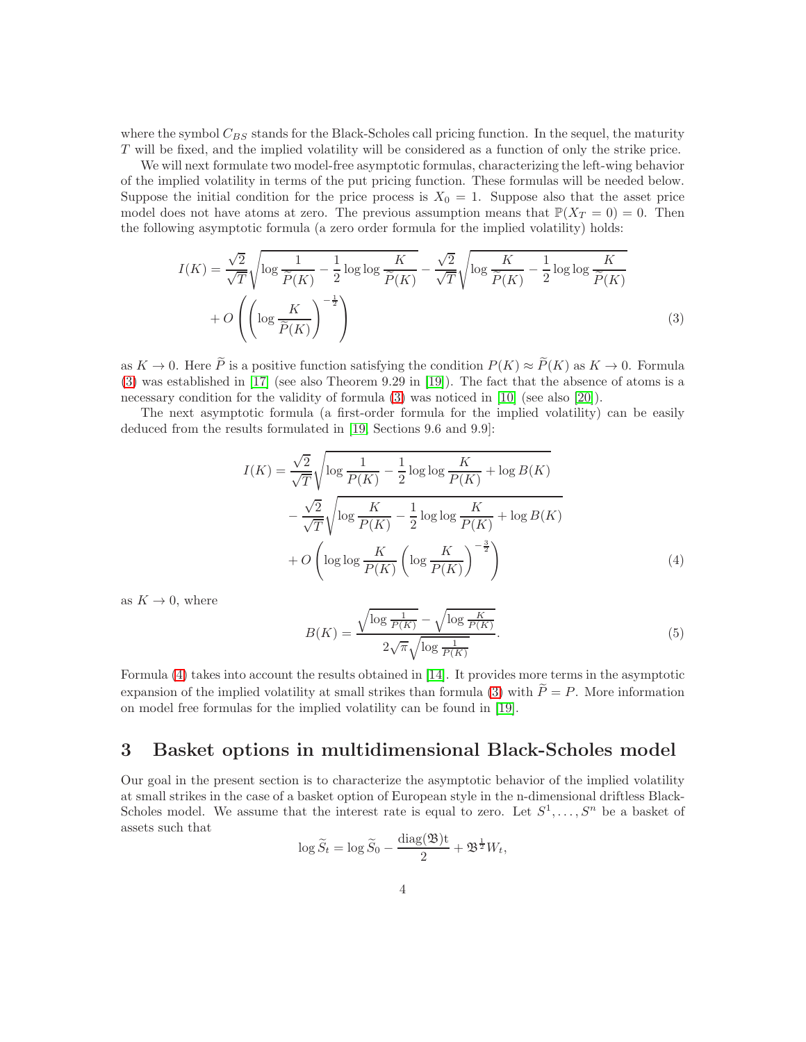where the symbol $C_{BS}$ stands for the Black-Scholes call pricing function. In the sequel, the maturity $T$ will be fixed, and the implied volatility will be considered as a function of only the strike price.

We will next formulate two model-free asymptotic formulas, characterizing the left-wing behavior of the implied volatility in terms of the put pricing function. These formulas will be needed below. Suppose the initial condition for the price process is $X_0 = 1$. Suppose also that the asset price model does not have atoms at zero. The previous assumption means that $\mathbb{P}(X_T = 0) = 0$. Then the following asymptotic formula (a zero order formula for the implied volatility) holds:

$$I(K) = \frac{\sqrt{2}}{\sqrt{T}}\sqrt{\log\frac{1}{\widetilde{P}(K)} - \frac{1}{2}\log\log\frac{K}{\widetilde{P}(K)}} - \frac{\sqrt{2}}{\sqrt{T}}\sqrt{\log\frac{K}{\widetilde{P}(K)} - \frac{1}{2}\log\log\frac{K}{\widetilde{P}(K)}} + O\left(\left(\log\frac{K}{\widetilde{P}(K)}\right)^{-\frac{1}{2}}\right) \tag{3}$$

as $K \to 0$. Here $\widetilde{P}$ is a positive function satisfying the condition $P(K) \approx \widetilde{P}(K)$ as $K \to 0$. Formula (3) was established in [17] (see also Theorem 9.29 in [19]). The fact that the absence of atoms is a necessary condition for the validity of formula (3) was noticed in [10] (see also [20]).

The next asymptotic formula (a first-order formula for the implied volatility) can be easily deduced from the results formulated in [19, Sections 9.6 and 9.9]:

$$\begin{aligned} I(K) &= \frac{\sqrt{2}}{\sqrt{T}}\sqrt{\log\frac{1}{P(K)} - \frac{1}{2}\log\log\frac{K}{P(K)} + \log B(K)} \\ &\quad - \frac{\sqrt{2}}{\sqrt{T}}\sqrt{\log\frac{K}{P(K)} - \frac{1}{2}\log\log\frac{K}{P(K)} + \log B(K)} \\ &\quad + O\left(\log\log\frac{K}{P(K)}\left(\log\frac{K}{P(K)}\right)^{-\frac{3}{2}}\right) \end{aligned} \tag{4}$$

as $K \to 0$, where

$$B(K) = \frac{\sqrt{\log\frac{1}{P(K)}} - \sqrt{\log\frac{K}{P(K)}}}{2\sqrt{\pi}\sqrt{\log\frac{1}{P(K)}}}. \tag{5}$$

Formula (4) takes into account the results obtained in [14]. It provides more terms in the asymptotic expansion of the implied volatility at small strikes than formula (3) with $\widetilde{P} = P$. More information on model free formulas for the implied volatility can be found in [19].

## 3 Basket options in multidimensional Black-Scholes model

Our goal in the present section is to characterize the asymptotic behavior of the implied volatility at small strikes in the case of a basket option of European style in the n-dimensional driftless Black-Scholes model. We assume that the interest rate is equal to zero. Let $S^1, \dots, S^n$ be a basket of assets such that

$$\log \widetilde{S}_t = \log \widetilde{S}_0 - \frac{\mathrm{diag}(\mathfrak{B})\mathrm{t}}{2} + \mathfrak{B}^{\frac{1}{2}} W_t,$$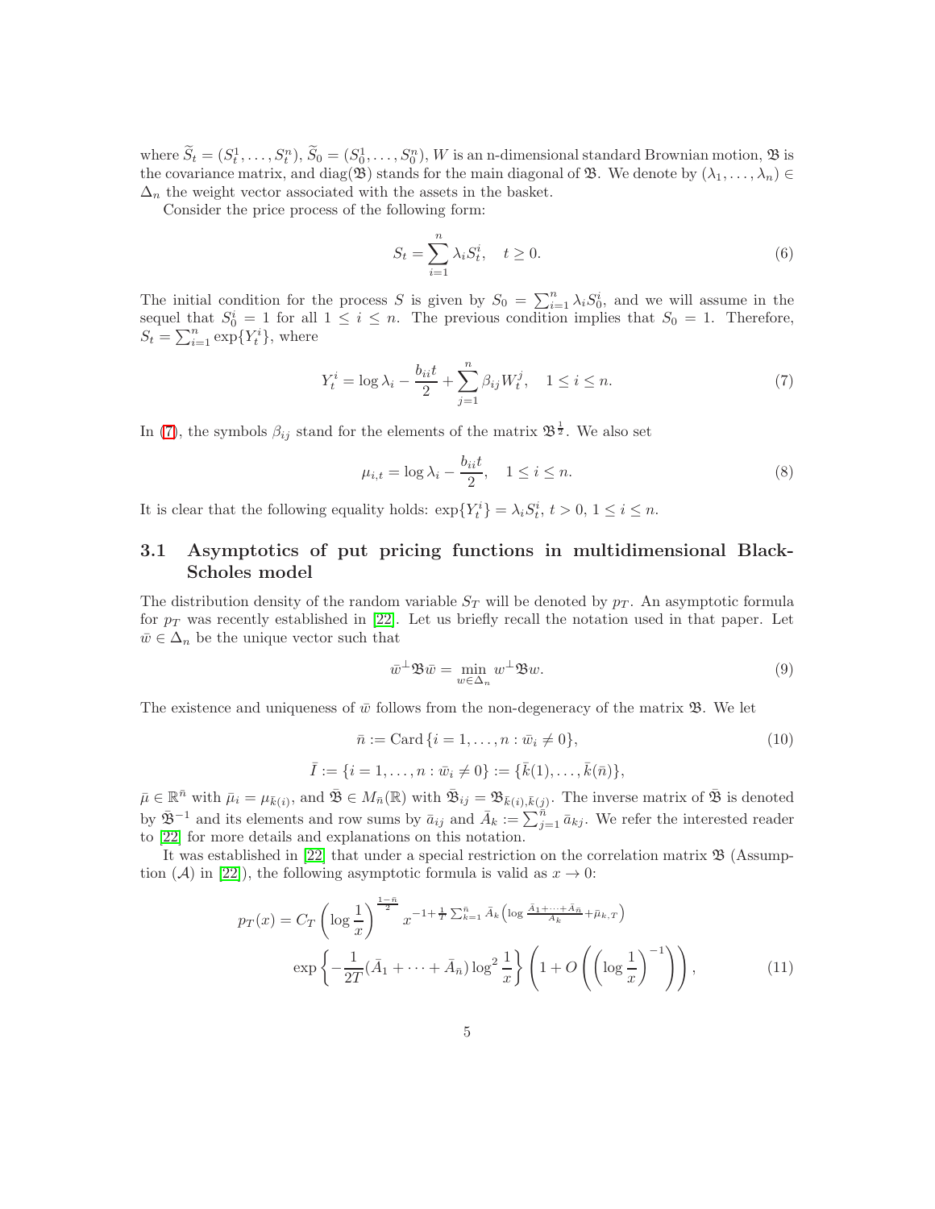where $\widetilde{S}_t = (S_t^1, \dots, S_t^n)$, $\widetilde{S}_0 = (S_0^1, \dots, S_0^n)$, $W$ is an n-dimensional standard Brownian motion, $\mathfrak{B}$ is the covariance matrix, and $\operatorname{diag}(\mathfrak{B})$ stands for the main diagonal of $\mathfrak{B}$. We denote by $(\lambda_1, \dots, \lambda_n) \in \Delta_n$ the weight vector associated with the assets in the basket.

Consider the price process of the following form:

$$S_t = \sum_{i=1}^{n} \lambda_i S_t^i, \quad t \geq 0. \tag{6}$$

The initial condition for the process $S$ is given by $S_0 = \sum_{i=1}^{n} \lambda_i S_0^i$, and we will assume in the sequel that $S_0^i = 1$ for all $1 \leq i \leq n$. The previous condition implies that $S_0 = 1$. Therefore, $S_t = \sum_{i=1}^{n} \exp\{Y_t^i\}$, where

$$Y_t^i = \log \lambda_i - \frac{b_{ii} t}{2} + \sum_{j=1}^{n} \beta_{ij} W_t^j, \quad 1 \leq i \leq n. \tag{7}$$

In (7), the symbols $\beta_{ij}$ stand for the elements of the matrix $\mathfrak{B}^{\frac{1}{2}}$. We also set

$$\mu_{i,t} = \log \lambda_i - \frac{b_{ii} t}{2}, \quad 1 \leq i \leq n. \tag{8}$$

It is clear that the following equality holds: $\exp\{Y_t^i\} = \lambda_i S_t^i$, $t > 0$, $1 \leq i \leq n$.

## 3.1 Asymptotics of put pricing functions in multidimensional Black-Scholes model

The distribution density of the random variable $S_T$ will be denoted by $p_T$. An asymptotic formula for $p_T$ was recently established in [22]. Let us briefly recall the notation used in that paper. Let $\bar{w} \in \Delta_n$ be the unique vector such that

$$\bar{w}^{\perp} \mathfrak{B} \bar{w} = \min_{w \in \Delta_n} w^{\perp} \mathfrak{B} w. \tag{9}$$

The existence and uniqueness of $\bar{w}$ follows from the non-degeneracy of the matrix $\mathfrak{B}$. We let

$$\bar{n} := \operatorname{Card}\{i = 1, \dots, n : \bar{w}_i \neq 0\}, \tag{10}$$

$$\bar{I} := \{i = 1, \dots, n : \bar{w}_i \neq 0\} := \{\bar{k}(1), \dots, \bar{k}(\bar{n})\},$$

$\bar{\mu} \in \mathbb{R}^{\bar{n}}$ with $\bar{\mu}_i = \mu_{\bar{k}(i)}$, and $\bar{\mathfrak{B}} \in M_{\bar{n}}(\mathbb{R})$ with $\bar{\mathfrak{B}}_{ij} = \mathfrak{B}_{\bar{k}(i), \bar{k}(j)}$. The inverse matrix of $\bar{\mathfrak{B}}$ is denoted by $\bar{\mathfrak{B}}^{-1}$ and its elements and row sums by $\bar{a}_{ij}$ and $\bar{A}_k := \sum_{j=1}^{\bar{n}} \bar{a}_{kj}$. We refer the interested reader to [22] for more details and explanations on this notation.

It was established in [22] that under a special restriction on the correlation matrix $\mathfrak{B}$ (Assumption $(\mathcal{A})$ in [22]), the following asymptotic formula is valid as $x \to 0$:

$$\begin{aligned} p_T(x) = C_T \left( \log \frac{1}{x} \right)^{\frac{1-\bar{n}}{2}} x^{-1 + \frac{1}{T} \sum_{k=1}^{\bar{n}} \bar{A}_k \left( \log \frac{\bar{A}_1 + \cdots + \bar{A}_{\bar{n}}}{\bar{A}_k} + \bar{\mu}_{k,T} \right)} \\ \exp\left\{ -\frac{1}{2T} (\bar{A}_1 + \cdots + \bar{A}_{\bar{n}}) \log^2 \frac{1}{x} \right\} \left( 1 + O\left( \left( \log \frac{1}{x} \right)^{-1} \right) \right), \end{aligned} \tag{11}$$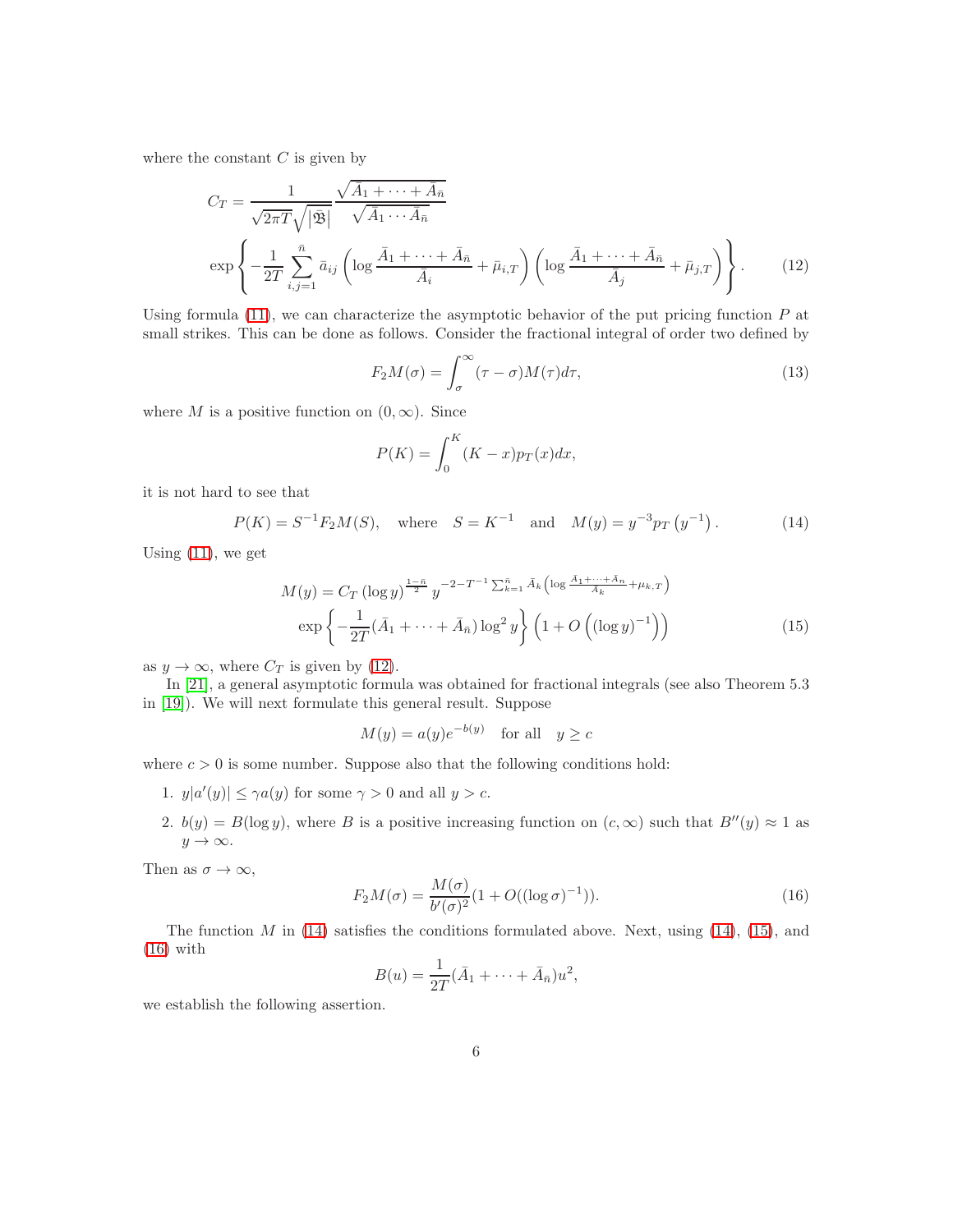where the constant $C$ is given by

$$
\begin{aligned}
C_T = & \frac{1}{\sqrt{2\pi T}\sqrt{|\mathfrak{B}|}} \frac{\sqrt{\bar{A}_1 + \cdots + \bar{A}_{\bar{n}}}}{\sqrt{\bar{A}_1 \cdots \bar{A}_{\bar{n}}}} \\
& \exp\left\{ -\frac{1}{2T} \sum_{i,j=1}^{\bar{n}} \bar{a}_{ij} \left( \log \frac{\bar{A}_1 + \cdots + \bar{A}_{\bar{n}}}{\bar{A}_i} + \bar{\mu}_{i,T} \right) \left( \log \frac{\bar{A}_1 + \cdots + \bar{A}_{\bar{n}}}{\bar{A}_j} + \bar{\mu}_{j,T} \right) \right\}. \qquad (12)
\end{aligned}
$$

Using formula (11), we can characterize the asymptotic behavior of the put pricing function $P$ at small strikes. This can be done as follows. Consider the fractional integral of order two defined by

$$
F_2 M(\sigma) = \int_\sigma^\infty (\tau - \sigma) M(\tau) d\tau, \qquad (13)
$$

where $M$ is a positive function on $(0, \infty)$. Since

$$
P(K) = \int_0^K (K - x) p_T(x) dx,
$$

it is not hard to see that

$$
P(K) = S^{-1} F_2 M(S), \quad \text{where} \quad S = K^{-1} \quad \text{and} \quad M(y) = y^{-3} p_T\left(y^{-1}\right). \qquad (14)
$$

Using (11), we get

$$
\begin{aligned}
M(y) = & C_T (\log y)^{\frac{1-\bar{n}}{2}} \, y^{-2-T^{-1}\sum_{k=1}^{\bar{n}} \bar{A}_k \left( \log \frac{\bar{A}_1 + \cdots + \bar{A}_n}{\bar{A}_k} + \mu_{k,T} \right)} \\
& \exp\left\{ -\frac{1}{2T} (\bar{A}_1 + \cdots + \bar{A}_{\bar{n}}) \log^2 y \right\} \left( 1 + O\left( (\log y)^{-1} \right) \right) \qquad (15)
\end{aligned}
$$

as $y \to \infty$, where $C_T$ is given by (12).

In [21], a general asymptotic formula was obtained for fractional integrals (see also Theorem 5.3 in [19]). We will next formulate this general result. Suppose

$$
M(y) = a(y) e^{-b(y)} \quad \text{for all} \quad y \geq c
$$

where $c > 0$ is some number. Suppose also that the following conditions hold:

1. $y|a'(y)| \leq \gamma a(y)$ for some $\gamma > 0$ and all $y > c$.
2. $b(y) = B(\log y)$, where $B$ is a positive increasing function on $(c, \infty)$ such that $B''(y) \approx 1$ as $y \to \infty$.

Then as $\sigma \to \infty$,

$$
F_2 M(\sigma) = \frac{M(\sigma)}{b'(\sigma)^2} (1 + O((\log \sigma)^{-1})). \qquad (16)
$$

The function $M$ in (14) satisfies the conditions formulated above. Next, using (14), (15), and (16) with

$$
B(u) = \frac{1}{2T} (\bar{A}_1 + \cdots + \bar{A}_{\bar{n}}) u^2,
$$

we establish the following assertion.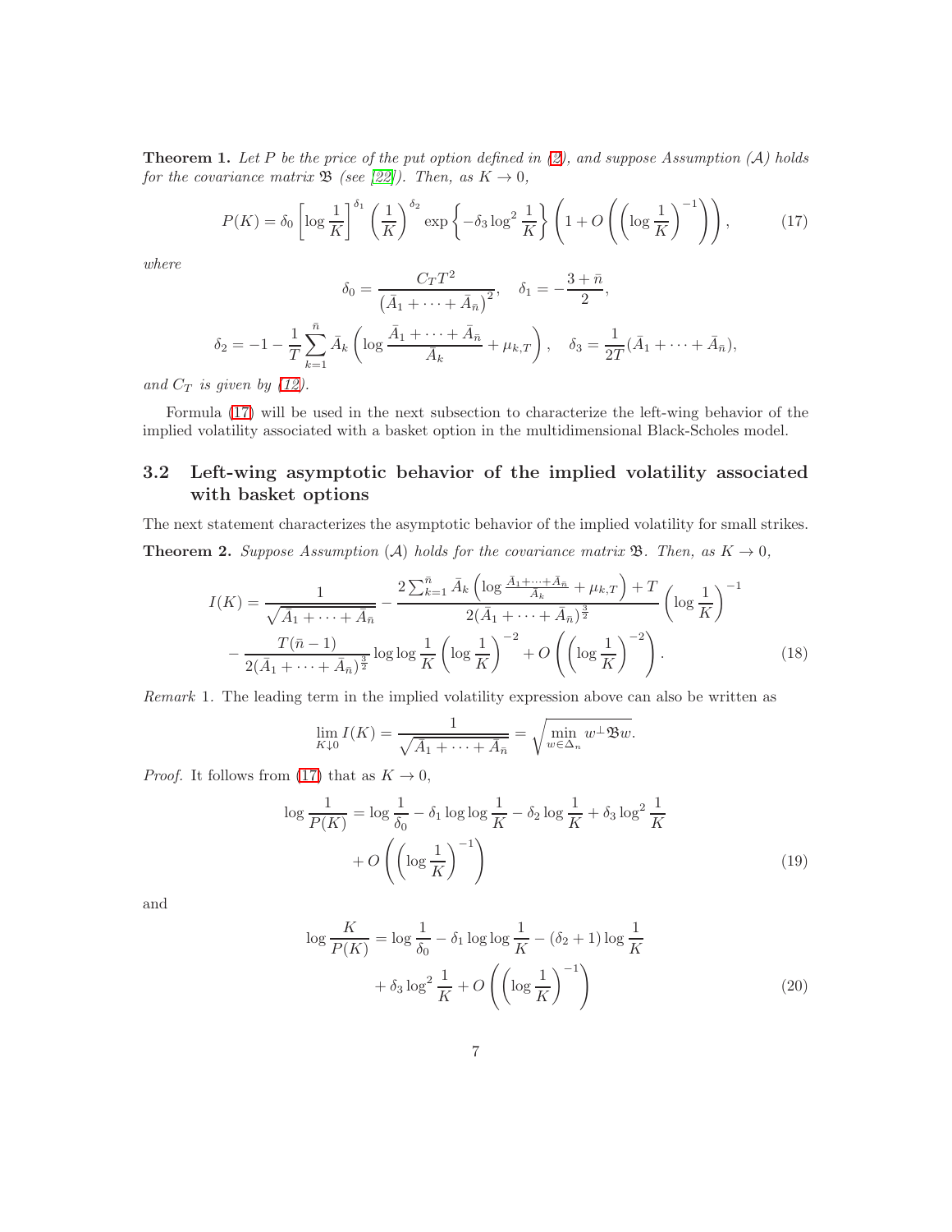**Theorem 1.** *Let $P$ be the price of the put option defined in (2), and suppose Assumption $(\mathcal{A})$ holds for the covariance matrix $\mathfrak{B}$ (see [22]). Then, as $K \to 0$,*

$$P(K) = \delta_0 \left[\log \frac{1}{K}\right]^{\delta_1} \left(\frac{1}{K}\right)^{\delta_2} \exp\left\{-\delta_3 \log^2 \frac{1}{K}\right\} \left(1 + O\left(\left(\log \frac{1}{K}\right)^{-1}\right)\right), \tag{17}$$

*where*

$$\delta_0 = \frac{C_T T^2}{\left(\bar{A}_1 + \cdots + \bar{A}_{\bar{n}}\right)^2}, \quad \delta_1 = -\frac{3 + \bar{n}}{2},$$

$$\delta_2 = -1 - \frac{1}{T} \sum_{k=1}^{\bar{n}} \bar{A}_k \left(\log \frac{\bar{A}_1 + \cdots + \bar{A}_{\bar{n}}}{\bar{A}_k} + \mu_{k,T}\right), \quad \delta_3 = \frac{1}{2T}(\bar{A}_1 + \cdots + \bar{A}_{\bar{n}}),$$

*and $C_T$ is given by (12).*

Formula (17) will be used in the next subsection to characterize the left-wing behavior of the implied volatility associated with a basket option in the multidimensional Black-Scholes model.

## 3.2 Left-wing asymptotic behavior of the implied volatility associated with basket options

The next statement characterizes the asymptotic behavior of the implied volatility for small strikes.

**Theorem 2.** *Suppose Assumption $(\mathcal{A})$ holds for the covariance matrix $\mathfrak{B}$. Then, as $K \to 0$,*

$$\begin{aligned} I(K) = {} & \frac{1}{\sqrt{\bar{A}_1 + \cdots + \bar{A}_{\bar{n}}}} - \frac{2\sum_{k=1}^{\bar{n}} \bar{A}_k \left(\log \frac{\bar{A}_1 + \cdots + \bar{A}_{\bar{n}}}{\bar{A}_k} + \mu_{k,T}\right) + T}{2(\bar{A}_1 + \cdots + \bar{A}_{\bar{n}})^{\frac{3}{2}}} \left(\log \frac{1}{K}\right)^{-1} \\ & - \frac{T(\bar{n} - 1)}{2(\bar{A}_1 + \cdots + \bar{A}_{\bar{n}})^{\frac{3}{2}}} \log\log \frac{1}{K} \left(\log \frac{1}{K}\right)^{-2} + O\left(\left(\log \frac{1}{K}\right)^{-2}\right). \end{aligned} \tag{18}$$

*Remark* 1. The leading term in the implied volatility expression above can also be written as

$$\lim_{K \downarrow 0} I(K) = \frac{1}{\sqrt{\bar{A}_1 + \cdots + \bar{A}_{\bar{n}}}} = \sqrt{\min_{w \in \Delta_n} w^\perp \mathfrak{B} w}.$$

*Proof.* It follows from (17) that as $K \to 0$,

$$\begin{aligned} \log \frac{1}{P(K)} = {} & \log \frac{1}{\delta_0} - \delta_1 \log\log \frac{1}{K} - \delta_2 \log \frac{1}{K} + \delta_3 \log^2 \frac{1}{K} \\ & + O\left(\left(\log \frac{1}{K}\right)^{-1}\right) \end{aligned} \tag{19}$$

and

$$\begin{aligned} \log \frac{K}{P(K)} = {} & \log \frac{1}{\delta_0} - \delta_1 \log\log \frac{1}{K} - (\delta_2 + 1) \log \frac{1}{K} \\ & + \delta_3 \log^2 \frac{1}{K} + O\left(\left(\log \frac{1}{K}\right)^{-1}\right) \end{aligned} \tag{20}$$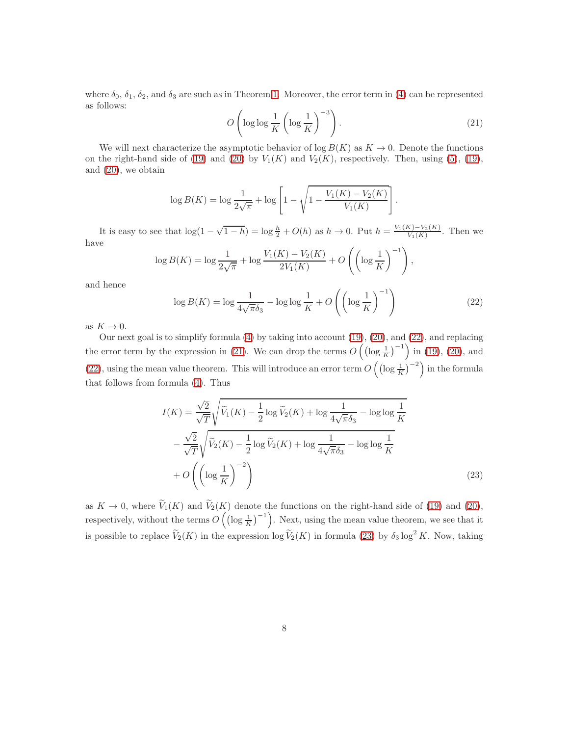where $\delta_0$, $\delta_1$, $\delta_2$, and $\delta_3$ are such as in Theorem 1. Moreover, the error term in (4) can be represented as follows:

$$O\left(\log\log\frac{1}{K}\left(\log\frac{1}{K}\right)^{-3}\right). \tag{21}$$

We will next characterize the asymptotic behavior of $\log B(K)$ as $K \to 0$. Denote the functions on the right-hand side of (19) and (20) by $V_1(K)$ and $V_2(K)$, respectively. Then, using (5), (19), and (20), we obtain

$$\log B(K) = \log\frac{1}{2\sqrt{\pi}} + \log\left[1 - \sqrt{1 - \frac{V_1(K) - V_2(K)}{V_1(K)}}\right].$$

It is easy to see that $\log(1 - \sqrt{1-h}) = \log\frac{h}{2} + O(h)$ as $h \to 0$. Put $h = \frac{V_1(K) - V_2(K)}{V_1(K)}$. Then we have

$$\log B(K) = \log\frac{1}{2\sqrt{\pi}} + \log\frac{V_1(K) - V_2(K)}{2V_1(K)} + O\left(\left(\log\frac{1}{K}\right)^{-1}\right),$$

and hence

$$\log B(K) = \log\frac{1}{4\sqrt{\pi}\delta_3} - \log\log\frac{1}{K} + O\left(\left(\log\frac{1}{K}\right)^{-1}\right) \tag{22}$$

as $K \to 0$.

Our next goal is to simplify formula (4) by taking into account (19), (20), and (22), and replacing the error term by the expression in (21). We can drop the terms $O\left(\left(\log\frac{1}{K}\right)^{-1}\right)$ in (19), (20), and (22), using the mean value theorem. This will introduce an error term $O\left(\left(\log\frac{1}{K}\right)^{-2}\right)$ in the formula that follows from formula (4). Thus

$$\begin{aligned}
I(K) &= \frac{\sqrt{2}}{\sqrt{T}}\sqrt{\widetilde{V}_1(K) - \frac{1}{2}\log\widetilde{V}_2(K) + \log\frac{1}{4\sqrt{\pi}\delta_3} - \log\log\frac{1}{K}} \\
&\quad - \frac{\sqrt{2}}{\sqrt{T}}\sqrt{\widetilde{V}_2(K) - \frac{1}{2}\log\widetilde{V}_2(K) + \log\frac{1}{4\sqrt{\pi}\delta_3} - \log\log\frac{1}{K}} \\
&\quad + O\left(\left(\log\frac{1}{K}\right)^{-2}\right)
\end{aligned} \tag{23}$$

as $K \to 0$, where $\widetilde{V}_1(K)$ and $\widetilde{V}_2(K)$ denote the functions on the right-hand side of (19) and (20), respectively, without the terms $O\left(\left(\log\frac{1}{K}\right)^{-1}\right)$. Next, using the mean value theorem, we see that it is possible to replace $\widetilde{V}_2(K)$ in the expression $\log\widetilde{V}_2(K)$ in formula (23) by $\delta_3\log^2 K$. Now, taking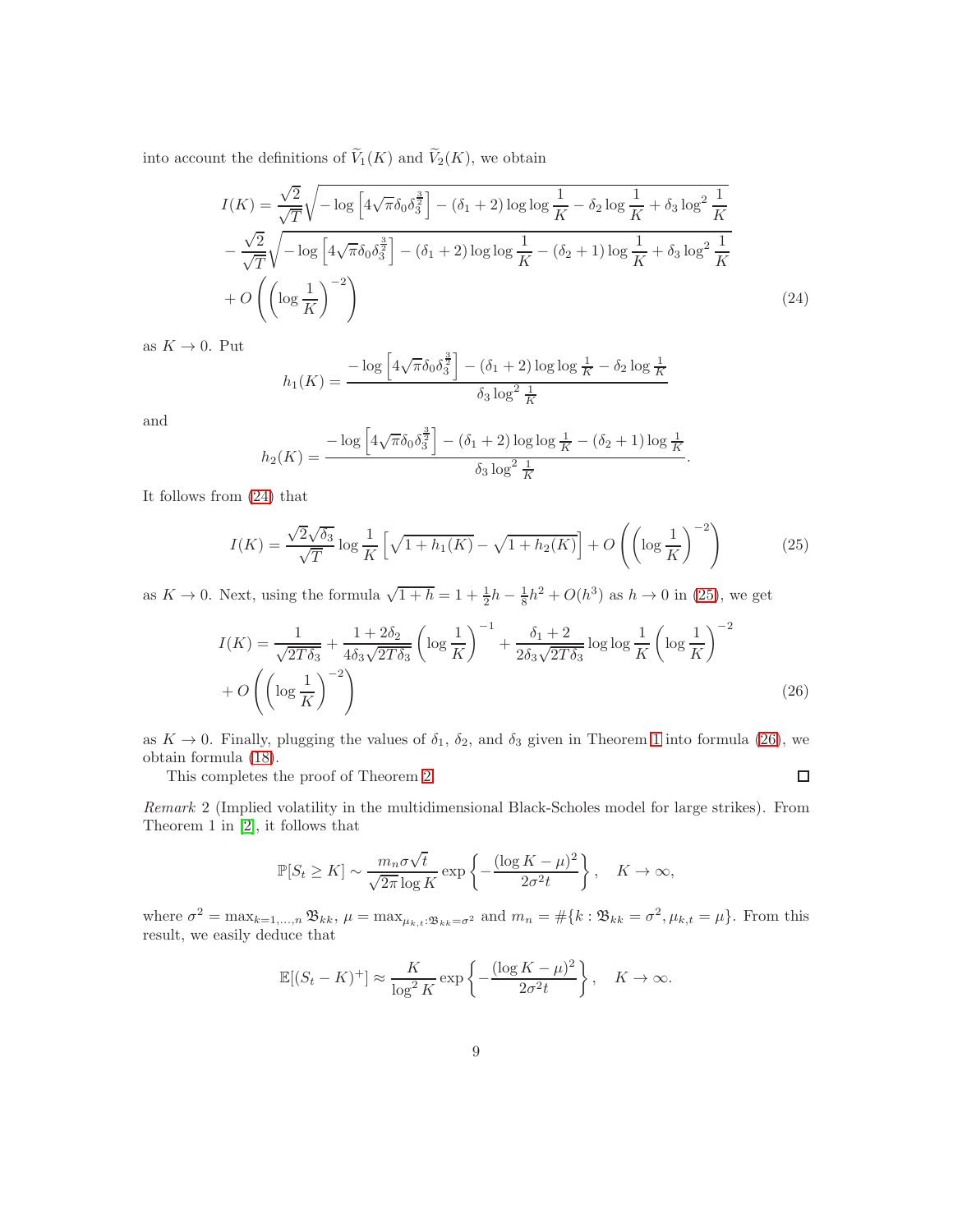into account the definitions of $\widetilde{V}_1(K)$ and $\widetilde{V}_2(K)$, we obtain

$$
\begin{aligned}
I(K) &= \frac{\sqrt{2}}{\sqrt{T}}\sqrt{-\log\left[4\sqrt{\pi}\delta_0\delta_3^{\frac{3}{2}}\right]-(\delta_1+2)\log\log\frac{1}{K}-\delta_2\log\frac{1}{K}+\delta_3\log^2\frac{1}{K}} \\
&-\frac{\sqrt{2}}{\sqrt{T}}\sqrt{-\log\left[4\sqrt{\pi}\delta_0\delta_3^{\frac{3}{2}}\right]-(\delta_1+2)\log\log\frac{1}{K}-(\delta_2+1)\log\frac{1}{K}+\delta_3\log^2\frac{1}{K}} \\
&+O\left(\left(\log\frac{1}{K}\right)^{-2}\right) \qquad (24)
\end{aligned}
$$

as $K\to 0$. Put

$$
h_1(K)=\frac{-\log\left[4\sqrt{\pi}\delta_0\delta_3^{\frac{3}{2}}\right]-(\delta_1+2)\log\log\frac{1}{K}-\delta_2\log\frac{1}{K}}{\delta_3\log^2\frac{1}{K}}
$$

and

$$
h_2(K)=\frac{-\log\left[4\sqrt{\pi}\delta_0\delta_3^{\frac{3}{2}}\right]-(\delta_1+2)\log\log\frac{1}{K}-(\delta_2+1)\log\frac{1}{K}}{\delta_3\log^2\frac{1}{K}}.
$$

It follows from (24) that

$$
I(K)=\frac{\sqrt{2}\sqrt{\delta_3}}{\sqrt{T}}\log\frac{1}{K}\left[\sqrt{1+h_1(K)}-\sqrt{1+h_2(K)}\right]+O\left(\left(\log\frac{1}{K}\right)^{-2}\right) \qquad (25)
$$

as $K\to 0$. Next, using the formula $\sqrt{1+h}=1+\frac{1}{2}h-\frac{1}{8}h^2+O(h^3)$ as $h\to 0$ in (25), we get

$$
\begin{aligned}
I(K) &= \frac{1}{\sqrt{2T\delta_3}}+\frac{1+2\delta_2}{4\delta_3\sqrt{2T\delta_3}}\left(\log\frac{1}{K}\right)^{-1}+\frac{\delta_1+2}{2\delta_3\sqrt{2T\delta_3}}\log\log\frac{1}{K}\left(\log\frac{1}{K}\right)^{-2} \\
&+O\left(\left(\log\frac{1}{K}\right)^{-2}\right) \qquad (26)
\end{aligned}
$$

as $K\to 0$. Finally, plugging the values of $\delta_1$, $\delta_2$, and $\delta_3$ given in Theorem 1 into formula (26), we obtain formula (18).

This completes the proof of Theorem 2. □

*Remark* 2 (Implied volatility in the multidimensional Black-Scholes model for large strikes). From Theorem 1 in [2], it follows that

$$
\mathbb{P}[S_t\geq K]\sim\frac{m_n\sigma\sqrt{t}}{\sqrt{2\pi}\log K}\exp\left\{-\frac{(\log K-\mu)^2}{2\sigma^2 t}\right\},\quad K\to\infty,
$$

where $\sigma^2=\max_{k=1,\dots,n}\mathfrak{B}_{kk}$, $\mu=\max_{\mu_{k,t}:\mathfrak{B}_{kk}=\sigma^2}$ and $m_n=\#\{k:\mathfrak{B}_{kk}=\sigma^2,\mu_{k,t}=\mu\}$. From this result, we easily deduce that

$$
\mathbb{E}[(S_t-K)^+]\approx\frac{K}{\log^2 K}\exp\left\{-\frac{(\log K-\mu)^2}{2\sigma^2 t}\right\},\quad K\to\infty.
$$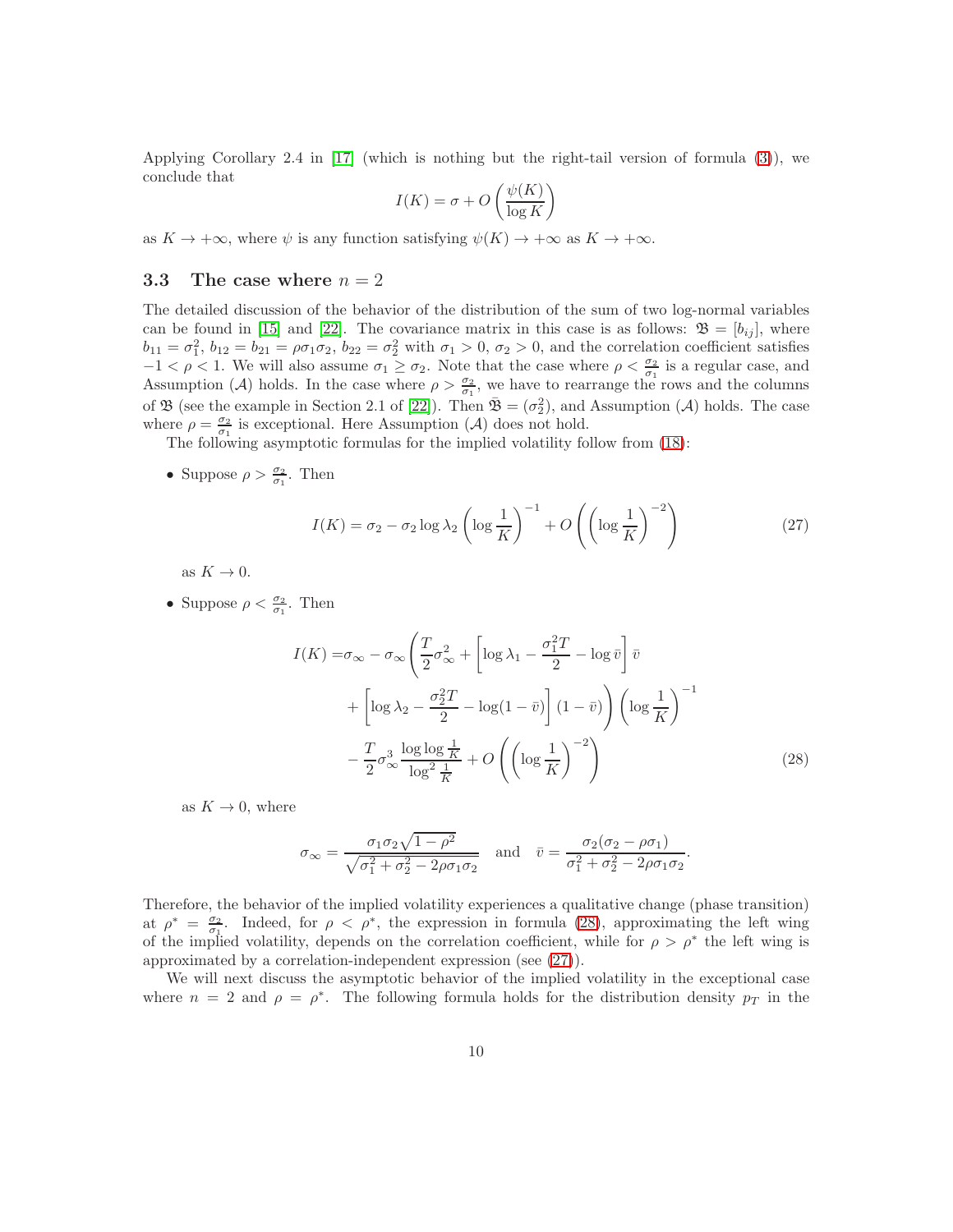Applying Corollary 2.4 in [17] (which is nothing but the right-tail version of formula (3)), we conclude that

$$I(K) = \sigma + O\left(\frac{\psi(K)}{\log K}\right)$$

as $K \to +\infty$, where $\psi$ is any function satisfying $\psi(K) \to +\infty$ as $K \to +\infty$.

### 3.3 The case where $n = 2$

The detailed discussion of the behavior of the distribution of the sum of two log-normal variables can be found in [15] and [22]. The covariance matrix in this case is as follows: $\mathfrak{B} = [b_{ij}]$, where $b_{11} = \sigma_1^2$, $b_{12} = b_{21} = \rho\sigma_1\sigma_2$, $b_{22} = \sigma_2^2$ with $\sigma_1 > 0$, $\sigma_2 > 0$, and the correlation coefficient satisfies $-1 < \rho < 1$. We will also assume $\sigma_1 \geq \sigma_2$. Note that the case where $\rho < \frac{\sigma_2}{\sigma_1}$ is a regular case, and Assumption $(\mathcal{A})$ holds. In the case where $\rho > \frac{\sigma_2}{\sigma_1}$, we have to rearrange the rows and the columns of $\mathfrak{B}$ (see the example in Section 2.1 of [22]). Then $\bar{\mathfrak{B}} = (\sigma_2^2)$, and Assumption $(\mathcal{A})$ holds. The case where $\rho = \frac{\sigma_2}{\sigma_1}$ is exceptional. Here Assumption $(\mathcal{A})$ does not hold.

The following asymptotic formulas for the implied volatility follow from (18):

- Suppose $\rho > \frac{\sigma_2}{\sigma_1}$. Then

$$I(K) = \sigma_2 - \sigma_2 \log \lambda_2 \left(\log \frac{1}{K}\right)^{-1} + O\left(\left(\log \frac{1}{K}\right)^{-2}\right) \tag{27}$$

  as $K \to 0$.

- Suppose $\rho < \frac{\sigma_2}{\sigma_1}$. Then

$$\begin{aligned} I(K) =& \sigma_\infty - \sigma_\infty \Bigg( \frac{T}{2}\sigma_\infty^2 + \left[\log \lambda_1 - \frac{\sigma_1^2 T}{2} - \log \bar{v}\right] \bar{v} \\ &+ \left[\log \lambda_2 - \frac{\sigma_2^2 T}{2} - \log(1-\bar{v})\right](1-\bar{v}) \Bigg) \left(\log \frac{1}{K}\right)^{-1} \\ &- \frac{T}{2}\sigma_\infty^3 \frac{\log\log \frac{1}{K}}{\log^2 \frac{1}{K}} + O\left(\left(\log \frac{1}{K}\right)^{-2}\right) \end{aligned} \tag{28}$$

  as $K \to 0$, where

$$\sigma_\infty = \frac{\sigma_1\sigma_2\sqrt{1-\rho^2}}{\sqrt{\sigma_1^2 + \sigma_2^2 - 2\rho\sigma_1\sigma_2}} \quad \text{and} \quad \bar{v} = \frac{\sigma_2(\sigma_2 - \rho\sigma_1)}{\sigma_1^2 + \sigma_2^2 - 2\rho\sigma_1\sigma_2}.$$

Therefore, the behavior of the implied volatility experiences a qualitative change (phase transition) at $\rho^* = \frac{\sigma_2}{\sigma_1}$. Indeed, for $\rho < \rho^*$, the expression in formula (28), approximating the left wing of the implied volatility, depends on the correlation coefficient, while for $\rho > \rho^*$ the left wing is approximated by a correlation-independent expression (see (27)).

We will next discuss the asymptotic behavior of the implied volatility in the exceptional case where $n = 2$ and $\rho = \rho^*$. The following formula holds for the distribution density $p_T$ in the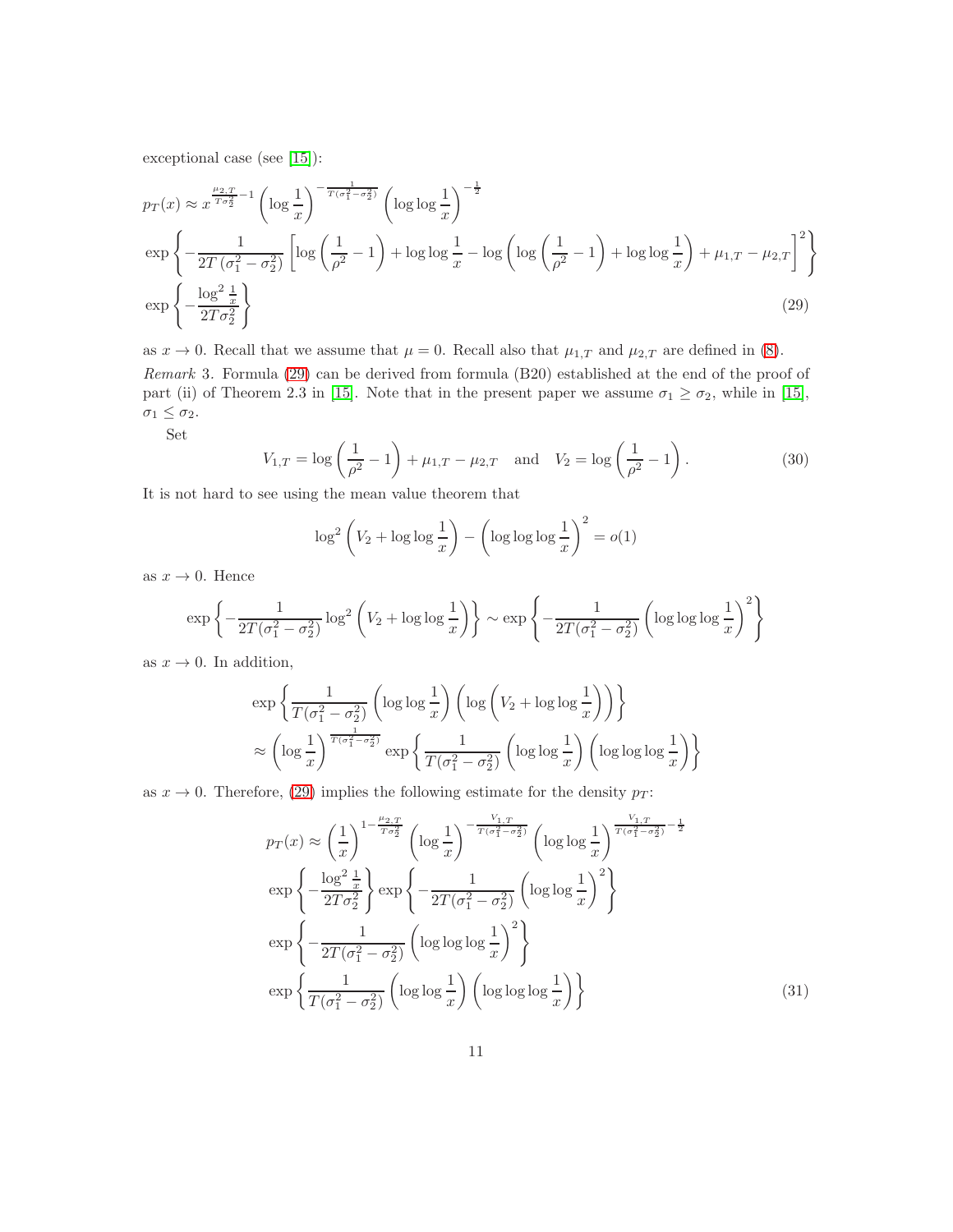exceptional case (see [15]):

$$
\begin{aligned}
&p_T(x) \approx x^{\frac{\mu_{2,T}}{T\sigma_2^2}-1}\left(\log\frac{1}{x}\right)^{-\frac{1}{T(\sigma_1^2-\sigma_2^2)}}\left(\log\log\frac{1}{x}\right)^{-\frac{1}{2}} \\
&\exp\left\{-\frac{1}{2T\left(\sigma_1^2-\sigma_2^2\right)}\left[\log\left(\frac{1}{\rho^2}-1\right)+\log\log\frac{1}{x}-\log\left(\log\left(\frac{1}{\rho^2}-1\right)+\log\log\frac{1}{x}\right)+\mu_{1,T}-\mu_{2,T}\right]^2\right\} \\
&\exp\left\{-\frac{\log^2\frac{1}{x}}{2T\sigma_2^2}\right\} \qquad (29)
\end{aligned}
$$

as $x \to 0$. Recall that we assume that $\mu = 0$. Recall also that $\mu_{1,T}$ and $\mu_{2,T}$ are defined in (8).

*Remark* 3. Formula (29) can be derived from formula (B20) established at the end of the proof of part (ii) of Theorem 2.3 in [15]. Note that in the present paper we assume $\sigma_1 \geq \sigma_2$, while in [15], $\sigma_1 \leq \sigma_2$.

Set

$$
V_{1,T} = \log\left(\frac{1}{\rho^2}-1\right)+\mu_{1,T}-\mu_{2,T} \quad \text{and} \quad V_2 = \log\left(\frac{1}{\rho^2}-1\right). \qquad (30)
$$

It is not hard to see using the mean value theorem that

$$
\log^2\left(V_2+\log\log\frac{1}{x}\right)-\left(\log\log\log\frac{1}{x}\right)^2 = o(1)
$$

as $x \to 0$. Hence

$$
\exp\left\{-\frac{1}{2T(\sigma_1^2-\sigma_2^2)}\log^2\left(V_2+\log\log\frac{1}{x}\right)\right\} \sim \exp\left\{-\frac{1}{2T(\sigma_1^2-\sigma_2^2)}\left(\log\log\log\frac{1}{x}\right)^2\right\}
$$

as $x \to 0$. In addition,

$$
\begin{aligned}
&\exp\left\{\frac{1}{T(\sigma_1^2-\sigma_2^2)}\left(\log\log\frac{1}{x}\right)\left(\log\left(V_2+\log\log\frac{1}{x}\right)\right)\right\} \\
&\approx \left(\log\frac{1}{x}\right)^{\frac{1}{T(\sigma_1^2-\sigma_2^2)}}\exp\left\{\frac{1}{T(\sigma_1^2-\sigma_2^2)}\left(\log\log\frac{1}{x}\right)\left(\log\log\log\frac{1}{x}\right)\right\}
\end{aligned}
$$

as $x \to 0$. Therefore, (29) implies the following estimate for the density $p_T$:

$$
\begin{aligned}
p_T(x) \approx &\left(\frac{1}{x}\right)^{1-\frac{\mu_{2,T}}{T\sigma_2^2}}\left(\log\frac{1}{x}\right)^{-\frac{V_{1,T}}{T(\sigma_1^2-\sigma_2^2)}}\left(\log\log\frac{1}{x}\right)^{\frac{V_{1,T}}{T(\sigma_1^2-\sigma_2^2)}-\frac{1}{2}} \\
&\exp\left\{-\frac{\log^2\frac{1}{x}}{2T\sigma_2^2}\right\}\exp\left\{-\frac{1}{2T(\sigma_1^2-\sigma_2^2)}\left(\log\log\frac{1}{x}\right)^2\right\} \\
&\exp\left\{-\frac{1}{2T(\sigma_1^2-\sigma_2^2)}\left(\log\log\log\frac{1}{x}\right)^2\right\} \\
&\exp\left\{\frac{1}{T(\sigma_1^2-\sigma_2^2)}\left(\log\log\frac{1}{x}\right)\left(\log\log\log\frac{1}{x}\right)\right\} \qquad (31)
\end{aligned}
$$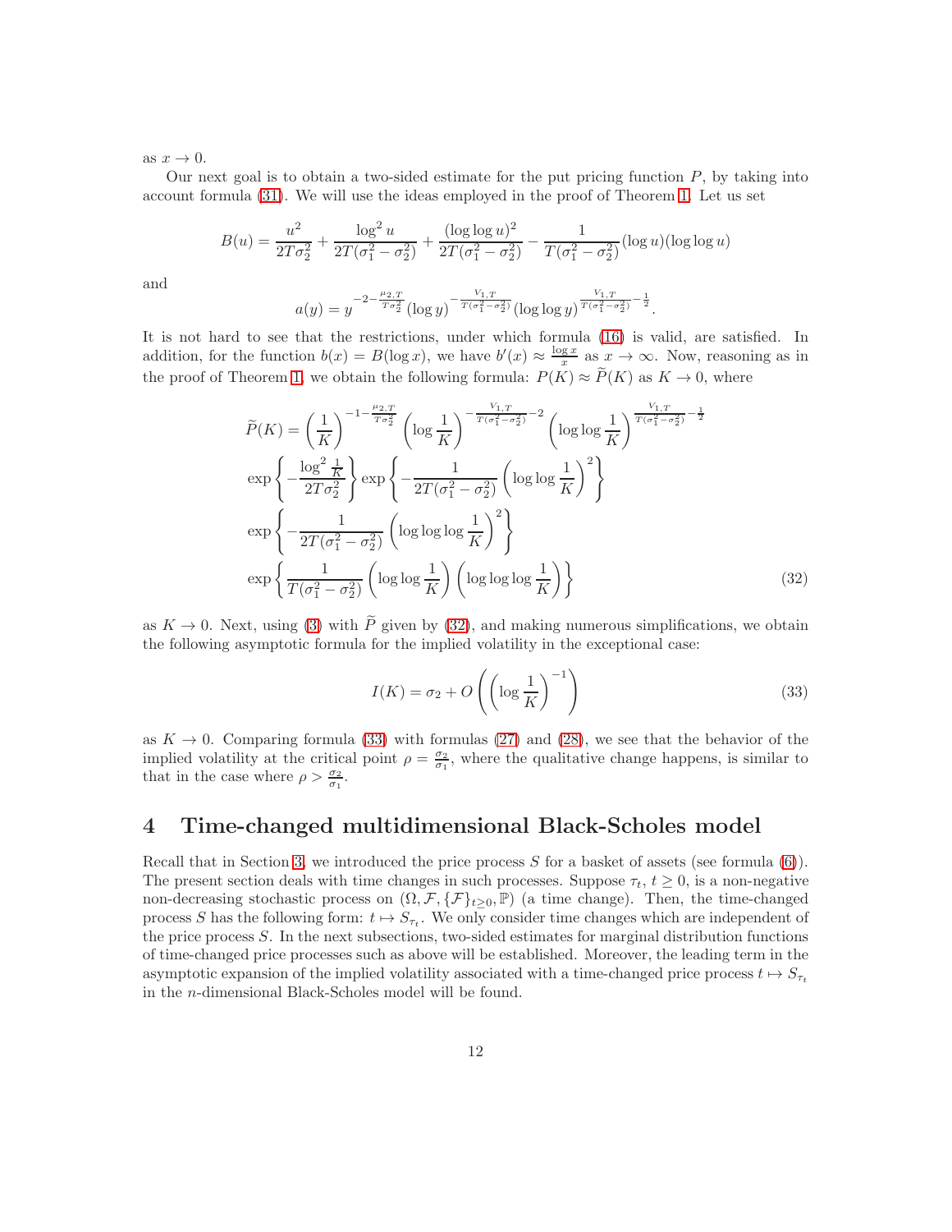as $x \to 0$.

Our next goal is to obtain a two-sided estimate for the put pricing function $P$, by taking into account formula (31). We will use the ideas employed in the proof of Theorem 1. Let us set

$$B(u) = \frac{u^2}{2T\sigma_2^2} + \frac{\log^2 u}{2T(\sigma_1^2 - \sigma_2^2)} + \frac{(\log\log u)^2}{2T(\sigma_1^2 - \sigma_2^2)} - \frac{1}{T(\sigma_1^2 - \sigma_2^2)}(\log u)(\log\log u)$$

and

$$a(y) = y^{-2-\frac{\mu_{2,T}}{T\sigma_2^2}}(\log y)^{-\frac{V_{1,T}}{T(\sigma_1^2-\sigma_2^2)}}(\log\log y)^{\frac{V_{1,T}}{T(\sigma_1^2-\sigma_2^2)}-\frac{1}{2}}.$$

It is not hard to see that the restrictions, under which formula (16) is valid, are satisfied. In addition, for the function $b(x) = B(\log x)$, we have $b'(x) \approx \frac{\log x}{x}$ as $x \to \infty$. Now, reasoning as in the proof of Theorem 1, we obtain the following formula: $P(K) \approx \widetilde{P}(K)$ as $K \to 0$, where

$$\begin{aligned}
\widetilde{P}(K) = & \left(\frac{1}{K}\right)^{-1-\frac{\mu_{2,T}}{T\sigma_2^2}} \left(\log\frac{1}{K}\right)^{-\frac{V_{1,T}}{T(\sigma_1^2-\sigma_2^2)}-2} \left(\log\log\frac{1}{K}\right)^{\frac{V_{1,T}}{T(\sigma_1^2-\sigma_2^2)}-\frac{1}{2}} \\
& \exp\left\{-\frac{\log^2\frac{1}{K}}{2T\sigma_2^2}\right\} \exp\left\{-\frac{1}{2T(\sigma_1^2-\sigma_2^2)}\left(\log\log\frac{1}{K}\right)^2\right\} \\
& \exp\left\{-\frac{1}{2T(\sigma_1^2-\sigma_2^2)}\left(\log\log\log\frac{1}{K}\right)^2\right\} \\
& \exp\left\{\frac{1}{T(\sigma_1^2-\sigma_2^2)}\left(\log\log\frac{1}{K}\right)\left(\log\log\log\frac{1}{K}\right)\right\}
\end{aligned} \tag{32}$$

as $K \to 0$. Next, using (3) with $\widetilde{P}$ given by (32), and making numerous simplifications, we obtain the following asymptotic formula for the implied volatility in the exceptional case:

$$I(K) = \sigma_2 + O\left(\left(\log\frac{1}{K}\right)^{-1}\right) \tag{33}$$

as $K \to 0$. Comparing formula (33) with formulas (27) and (28), we see that the behavior of the implied volatility at the critical point $\rho = \frac{\sigma_2}{\sigma_1}$, where the qualitative change happens, is similar to that in the case where $\rho > \frac{\sigma_2}{\sigma_1}$.

# 4 Time-changed multidimensional Black-Scholes model

Recall that in Section 3, we introduced the price process $S$ for a basket of assets (see formula (6)). The present section deals with time changes in such processes. Suppose $\tau_t$, $t \geq 0$, is a non-negative non-decreasing stochastic process on $(\Omega, \mathcal{F}, \{\mathcal{F}\}_{t\geq 0}, \mathbb{P})$ (a time change). Then, the time-changed process $S$ has the following form: $t \mapsto S_{\tau_t}$. We only consider time changes which are independent of the price process $S$. In the next subsections, two-sided estimates for marginal distribution functions of time-changed price processes such as above will be established. Moreover, the leading term in the asymptotic expansion of the implied volatility associated with a time-changed price process $t \mapsto S_{\tau_t}$ in the $n$-dimensional Black-Scholes model will be found.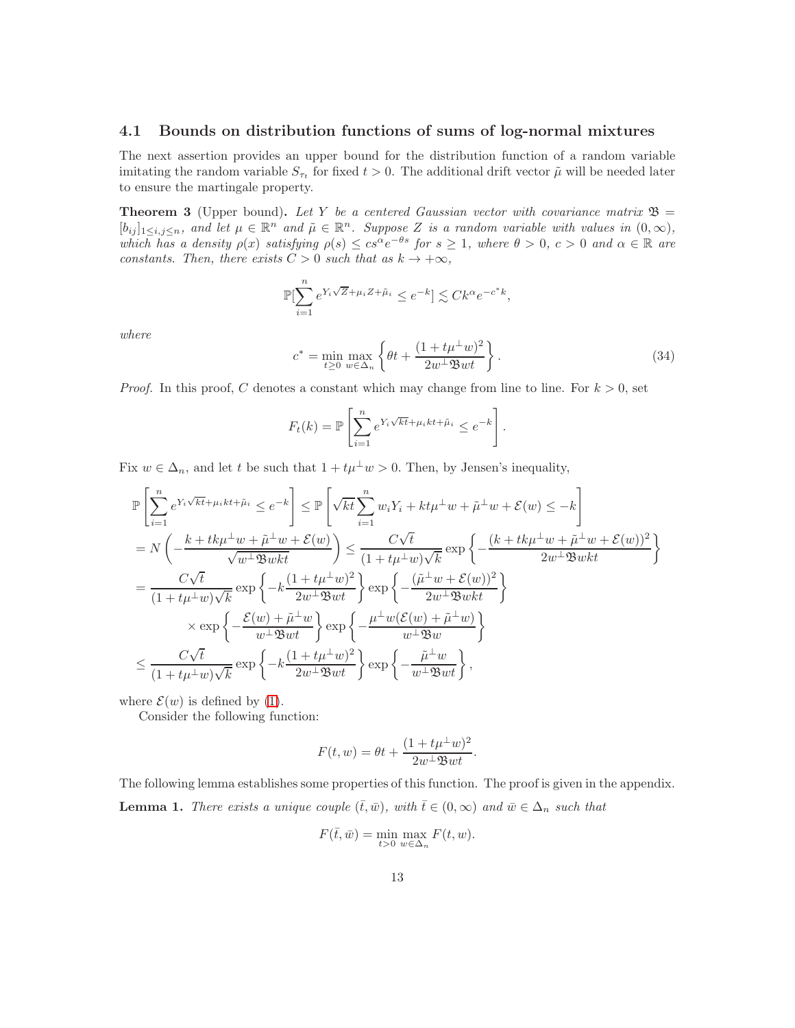## 4.1 Bounds on distribution functions of sums of log-normal mixtures

The next assertion provides an upper bound for the distribution function of a random variable imitating the random variable $S_{\tau_t}$ for fixed $t > 0$. The additional drift vector $\tilde{\mu}$ will be needed later to ensure the martingale property.

**Theorem 3** (Upper bound)**.** *Let $Y$ be a centered Gaussian vector with covariance matrix $\mathfrak{B} = [b_{ij}]_{1\le i,j\le n}$, and let $\mu \in \mathbb{R}^n$ and $\tilde{\mu} \in \mathbb{R}^n$. Suppose $Z$ is a random variable with values in $(0,\infty)$, which has a density $\rho(x)$ satisfying $\rho(s) \le cs^\alpha e^{-\theta s}$ for $s \ge 1$, where $\theta > 0$, $c > 0$ and $\alpha \in \mathbb{R}$ are constants. Then, there exists $C > 0$ such that as $k \to +\infty$,*

$$\mathbb{P}[\sum_{i=1}^n e^{Y_i\sqrt{Z}+\mu_i Z+\tilde{\mu}_i} \le e^{-k}] \lesssim Ck^\alpha e^{-c^* k},$$

*where*

$$c^* = \min_{t\ge 0}\max_{w\in\Delta_n}\left\{\theta t + \frac{(1+t\mu^\perp w)^2}{2w^\perp \mathfrak{B} wt}\right\}. \tag{34}$$

*Proof.* In this proof, $C$ denotes a constant which may change from line to line. For $k > 0$, set

$$F_t(k) = \mathbb{P}\left[\sum_{i=1}^n e^{Y_i\sqrt{kt}+\mu_i kt+\tilde{\mu}_i} \le e^{-k}\right].$$

Fix $w \in \Delta_n$, and let $t$ be such that $1 + t\mu^\perp w > 0$. Then, by Jensen's inequality,

$$\begin{aligned}
\mathbb{P}\left[\sum_{i=1}^n e^{Y_i\sqrt{kt}+\mu_i kt+\tilde{\mu}_i} \le e^{-k}\right] &\le \mathbb{P}\left[\sqrt{kt}\sum_{i=1}^n w_i Y_i + kt\mu^\perp w + \tilde{\mu}^\perp w + \mathcal{E}(w) \le -k\right] \\
&= N\left(-\frac{k + tk\mu^\perp w + \tilde{\mu}^\perp w + \mathcal{E}(w)}{\sqrt{w^\perp \mathfrak{B} wkt}}\right) \le \frac{C\sqrt{t}}{(1+t\mu^\perp w)\sqrt{k}}\exp\left\{-\frac{(k + tk\mu^\perp w + \tilde{\mu}^\perp w + \mathcal{E}(w))^2}{2w^\perp \mathfrak{B} wkt}\right\} \\
&= \frac{C\sqrt{t}}{(1+t\mu^\perp w)\sqrt{k}}\exp\left\{-k\frac{(1+t\mu^\perp w)^2}{2w^\perp \mathfrak{B} wt}\right\}\exp\left\{-\frac{(\tilde{\mu}^\perp w + \mathcal{E}(w))^2}{2w^\perp \mathfrak{B} wkt}\right\} \\
&\qquad\times \exp\left\{-\frac{\mathcal{E}(w) + \tilde{\mu}^\perp w}{w^\perp \mathfrak{B} wt}\right\}\exp\left\{-\frac{\mu^\perp w(\mathcal{E}(w) + \tilde{\mu}^\perp w)}{w^\perp \mathfrak{B} w}\right\} \\
&\le \frac{C\sqrt{t}}{(1+t\mu^\perp w)\sqrt{k}}\exp\left\{-k\frac{(1+t\mu^\perp w)^2}{2w^\perp \mathfrak{B} wt}\right\}\exp\left\{-\frac{\tilde{\mu}^\perp w}{w^\perp \mathfrak{B} wt}\right\},
\end{aligned}$$

where $\mathcal{E}(w)$ is defined by (1).

Consider the following function:

$$F(t,w) = \theta t + \frac{(1+t\mu^\perp w)^2}{2w^\perp \mathfrak{B} wt}.$$

The following lemma establishes some properties of this function. The proof is given in the appendix.

**Lemma 1.** *There exists a unique couple $(\bar{t}, \bar{w})$, with $\bar{t} \in (0,\infty)$ and $\bar{w} \in \Delta_n$ such that*

$$F(\bar{t}, \bar{w}) = \min_{t>0}\max_{w\in\Delta_n} F(t,w).$$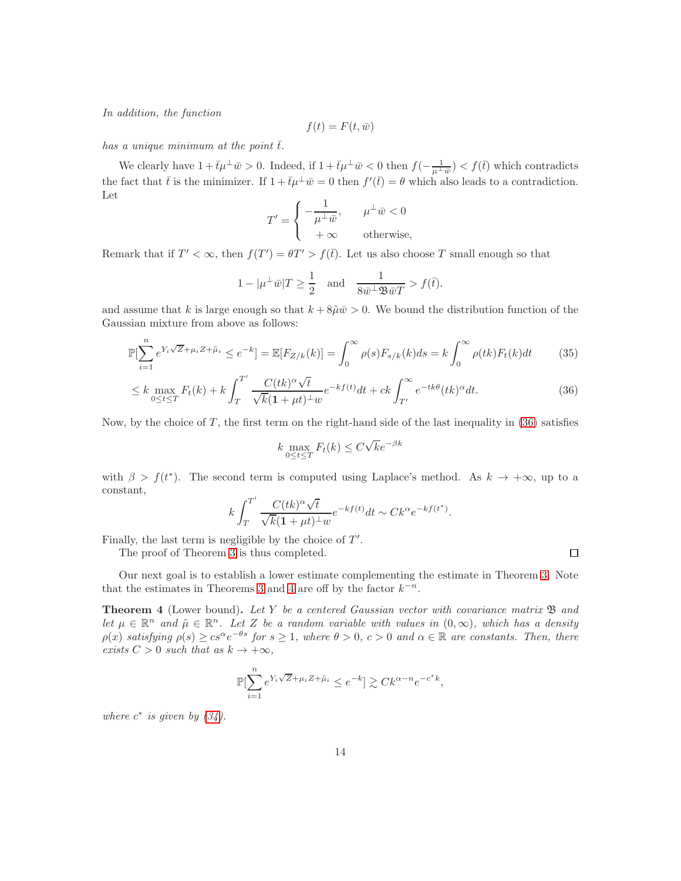*In addition, the function*

$$f(t) = F(t, \bar{w})$$

*has a unique minimum at the point* $\bar{t}$.

We clearly have $1 + \bar{t}\mu^{\perp}\bar{w} > 0$. Indeed, if $1 + \bar{t}\mu^{\perp}\bar{w} < 0$ then $f(-\frac{1}{\mu^{\perp}\bar{w}}) < f(\bar{t})$ which contradicts the fact that $\bar{t}$ is the minimizer. If $1 + \bar{t}\mu^{\perp}\bar{w} = 0$ then $f'(\bar{t}) = \theta$ which also leads to a contradiction. Let

$$T' = \begin{cases} -\dfrac{1}{\mu^{\perp}\bar{w}}, & \mu^{\perp}\bar{w} < 0 \\ +\infty & \text{otherwise,} \end{cases}$$

Remark that if $T' < \infty$, then $f(T') = \theta T' > f(\bar{t})$. Let us also choose $T$ small enough so that

$$1 - |\mu^{\perp}\bar{w}|T \geq \frac{1}{2} \quad \text{and} \quad \frac{1}{8\bar{w}^{\perp}\mathfrak{B}\bar{w}T} > f(\bar{t}).$$

and assume that $k$ is large enough so that $k + 8\tilde{\mu}\bar{w} > 0$. We bound the distribution function of the Gaussian mixture from above as follows:

$$\mathbb{P}[\sum_{i=1}^{n} e^{Y_i\sqrt{Z}+\mu_i Z+\tilde{\mu}_i} \leq e^{-k}] = \mathbb{E}[F_{Z/k}(k)] = \int_0^{\infty} \rho(s) F_{s/k}(k) ds = k\int_0^{\infty} \rho(tk) F_t(k) dt \tag{35}$$

$$\leq k \max_{0 \leq t \leq T} F_t(k) + k\int_T^{T'} \frac{C(tk)^{\alpha}\sqrt{t}}{\sqrt{k}(\mathbf{1}+\mu t)^{\perp} w} e^{-kf(t)} dt + ck\int_{T'}^{\infty} e^{-tk\theta}(tk)^{\alpha} dt. \tag{36}$$

Now, by the choice of $T$, the first term on the right-hand side of the last inequality in (36) satisfies

$$k \max_{0 \leq t \leq T} F_t(k) \leq C\sqrt{k}e^{-\beta k}$$

with $\beta > f(t^*)$. The second term is computed using Laplace's method. As $k \to +\infty$, up to a constant,

$$k\int_T^{T'} \frac{C(tk)^{\alpha}\sqrt{t}}{\sqrt{k}(\mathbf{1}+\mu t)^{\perp} w} e^{-kf(t)} dt \sim Ck^{\alpha} e^{-kf(t^*)}.$$

Finally, the last term is negligible by the choice of $T'$.

The proof of Theorem 3 is thus completed. ∎

Our next goal is to establish a lower estimate complementing the estimate in Theorem 3. Note that the estimates in Theorems 3 and 4 are off by the factor $k^{-n}$.

**Theorem 4** (Lower bound)**.** *Let $Y$ be a centered Gaussian vector with covariance matrix $\mathfrak{B}$ and let $\mu \in \mathbb{R}^n$ and $\tilde{\mu} \in \mathbb{R}^n$. Let $Z$ be a random variable with values in $(0, \infty)$, which has a density $\rho(x)$ satisfying $\rho(s) \geq cs^{\alpha}e^{-\theta s}$ for $s \geq 1$, where $\theta > 0$, $c > 0$ and $\alpha \in \mathbb{R}$ are constants. Then, there exists $C > 0$ such that as $k \to +\infty$,*

$$\mathbb{P}[\sum_{i=1}^{n} e^{Y_i\sqrt{Z}+\mu_i Z+\tilde{\mu}_i} \leq e^{-k}] \gtrsim Ck^{\alpha-n}e^{-c^* k},$$

*where $c^*$ is given by (34).*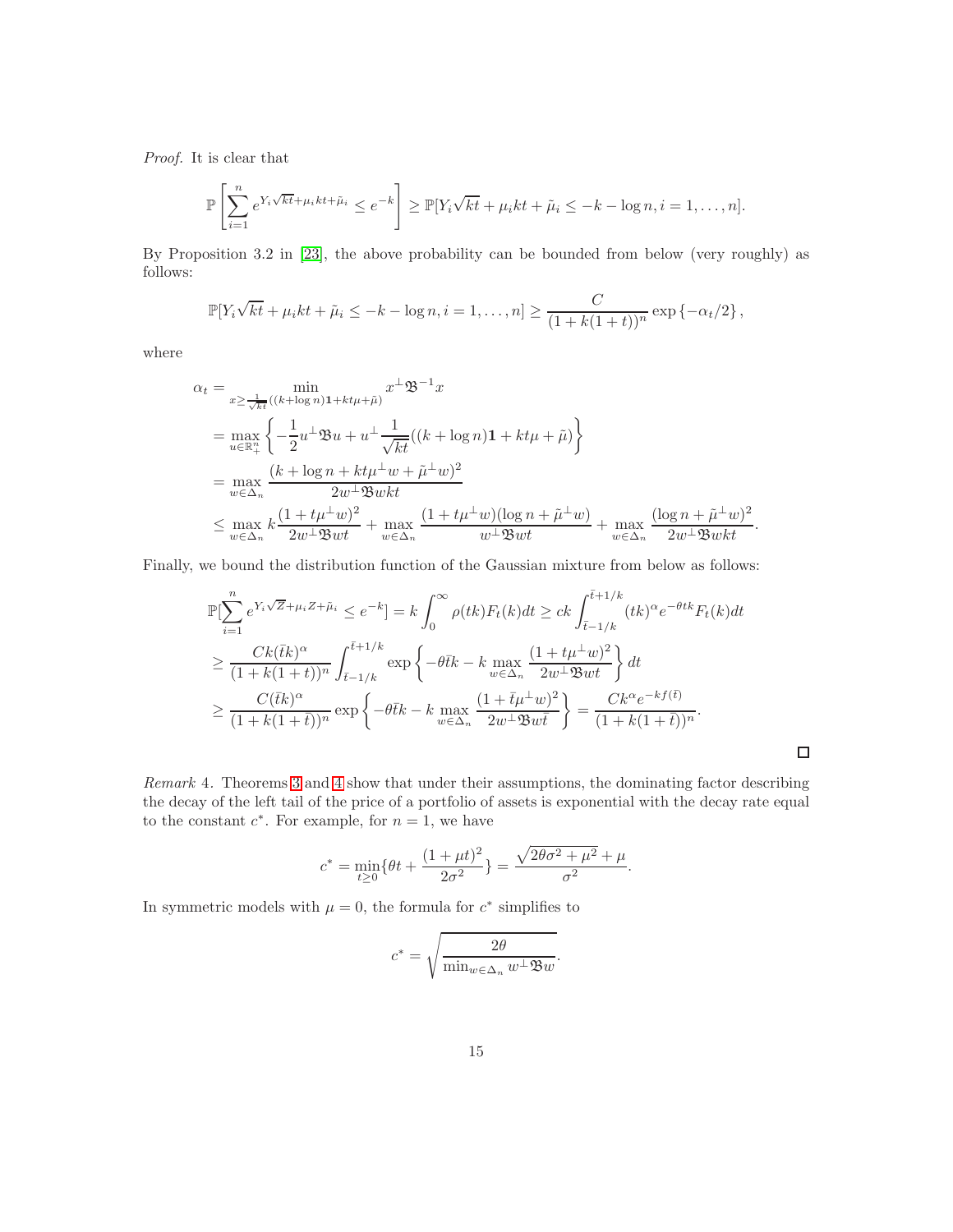*Proof.* It is clear that

$$\mathbb{P}\left[\sum_{i=1}^{n} e^{Y_i\sqrt{kt}+\mu_i kt+\tilde{\mu}_i} \le e^{-k}\right] \ge \mathbb{P}[Y_i\sqrt{kt}+\mu_i kt+\tilde{\mu}_i \le -k-\log n, i=1,\dots,n].$$

By Proposition 3.2 in [23], the above probability can be bounded from below (very roughly) as follows:

$$\mathbb{P}[Y_i\sqrt{kt}+\mu_i kt+\tilde{\mu}_i \le -k-\log n, i=1,\dots,n] \ge \frac{C}{(1+k(1+t))^n}\exp\left\{-\alpha_t/2\right\},$$

where

$$\begin{aligned}
\alpha_t &= \min_{x \ge \frac{1}{\sqrt{kt}}((k+\log n)\mathbf{1}+kt\mu+\tilde{\mu})} x^{\perp}\mathfrak{B}^{-1}x \\
&= \max_{u\in\mathbb{R}_+^n}\left\{-\frac{1}{2}u^{\perp}\mathfrak{B}u + u^{\perp}\frac{1}{\sqrt{kt}}((k+\log n)\mathbf{1}+kt\mu+\tilde{\mu})\right\} \\
&= \max_{w\in\Delta_n}\frac{(k+\log n+kt\mu^{\perp}w+\tilde{\mu}^{\perp}w)^2}{2w^{\perp}\mathfrak{B}wkt} \\
&\le \max_{w\in\Delta_n} k\frac{(1+t\mu^{\perp}w)^2}{2w^{\perp}\mathfrak{B}wt} + \max_{w\in\Delta_n}\frac{(1+t\mu^{\perp}w)(\log n+\tilde{\mu}^{\perp}w)}{w^{\perp}\mathfrak{B}wt} + \max_{w\in\Delta_n}\frac{(\log n+\tilde{\mu}^{\perp}w)^2}{2w^{\perp}\mathfrak{B}wkt}.
\end{aligned}$$

Finally, we bound the distribution function of the Gaussian mixture from below as follows:

$$\begin{aligned}
&\mathbb{P}[\sum_{i=1}^{n} e^{Y_i\sqrt{Z}+\mu_i Z+\tilde{\mu}_i} \le e^{-k}] = k\int_0^{\infty}\rho(tk)F_t(k)dt \ge ck\int_{\bar{t}-1/k}^{\bar{t}+1/k}(tk)^{\alpha}e^{-\theta tk}F_t(k)dt \\
&\ge \frac{Ck(\bar{t}k)^{\alpha}}{(1+k(1+t))^n}\int_{\bar{t}-1/k}^{\bar{t}+1/k}\exp\left\{-\theta\bar{t}k - k\max_{w\in\Delta_n}\frac{(1+t\mu^{\perp}w)^2}{2w^{\perp}\mathfrak{B}wt}\right\}dt \\
&\ge \frac{C(\bar{t}k)^{\alpha}}{(1+k(1+\bar{t}))^n}\exp\left\{-\theta\bar{t}k - k\max_{w\in\Delta_n}\frac{(1+\bar{t}\mu^{\perp}w)^2}{2w^{\perp}\mathfrak{B}w\bar{t}}\right\} = \frac{Ck^{\alpha}e^{-kf(\bar{t})}}{(1+k(1+\bar{t}))^n}.
\end{aligned}$$

□

*Remark* 4. Theorems 3 and 4 show that under their assumptions, the dominating factor describing the decay of the left tail of the price of a portfolio of assets is exponential with the decay rate equal to the constant $c^*$. For example, for $n=1$, we have

$$c^* = \min_{t\ge 0}\{\theta t + \frac{(1+\mu t)^2}{2\sigma^2}\} = \frac{\sqrt{2\theta\sigma^2+\mu^2}+\mu}{\sigma^2}.$$

In symmetric models with $\mu = 0$, the formula for $c^*$ simplifies to

$$c^* = \sqrt{\frac{2\theta}{\min_{w\in\Delta_n} w^{\perp}\mathfrak{B}w}}.$$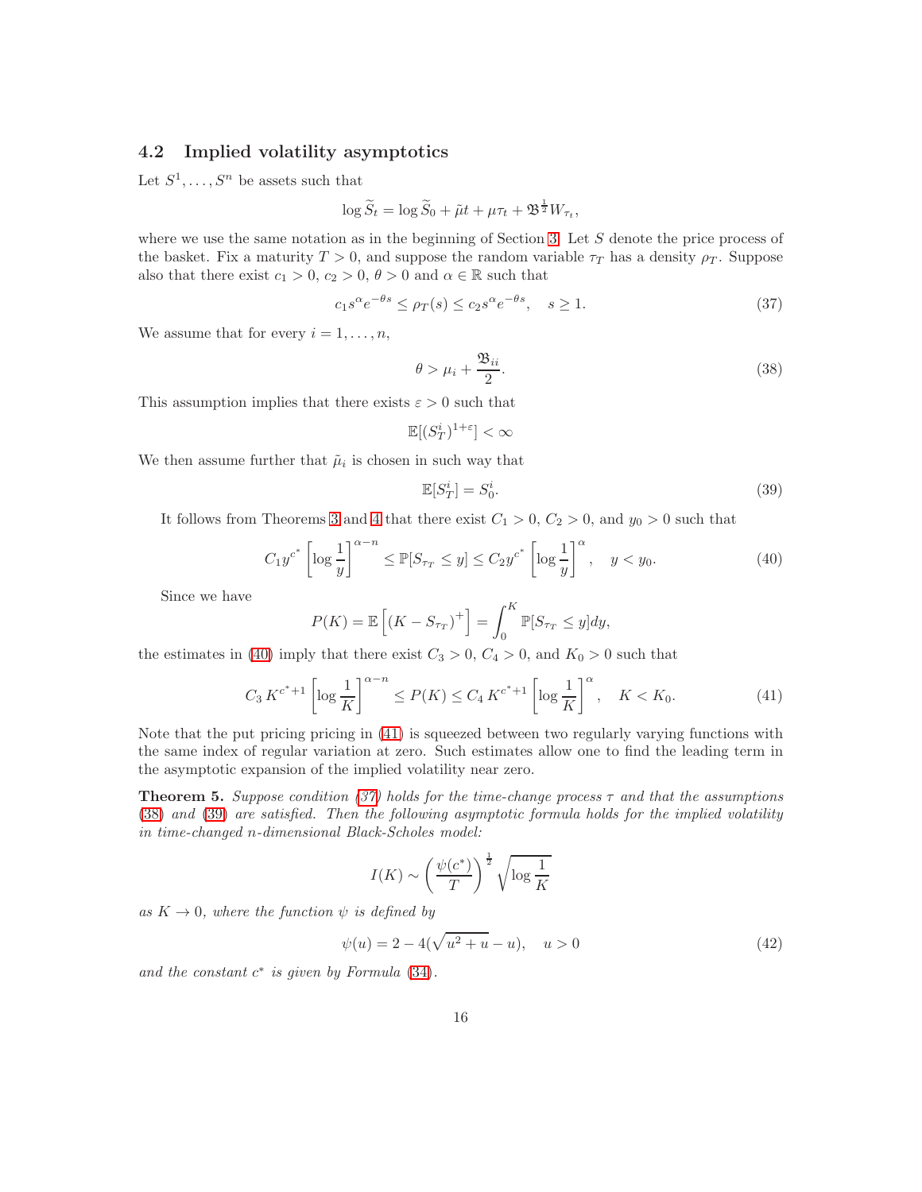### 4.2 Implied volatility asymptotics

Let $S^1, \ldots, S^n$ be assets such that

$$\log \widetilde{S}_t = \log \widetilde{S}_0 + \tilde{\mu} t + \mu \tau_t + \mathfrak{B}^{\frac{1}{2}} W_{\tau_t},$$

where we use the same notation as in the beginning of Section 3. Let $S$ denote the price process of the basket. Fix a maturity $T > 0$, and suppose the random variable $\tau_T$ has a density $\rho_T$. Suppose also that there exist $c_1 > 0$, $c_2 > 0$, $\theta > 0$ and $\alpha \in \mathbb{R}$ such that

$$c_1 s^\alpha e^{-\theta s} \le \rho_T(s) \le c_2 s^\alpha e^{-\theta s}, \quad s \ge 1. \tag{37}$$

We assume that for every $i = 1, \ldots, n$,

$$\theta > \mu_i + \frac{\mathfrak{B}_{ii}}{2}. \tag{38}$$

This assumption implies that there exists $\varepsilon > 0$ such that

$$\mathbb{E}[(S_T^i)^{1+\varepsilon}] < \infty$$

We then assume further that $\tilde{\mu}_i$ is chosen in such way that

$$\mathbb{E}[S_T^i] = S_0^i. \tag{39}$$

It follows from Theorems 3 and 4 that there exist $C_1 > 0$, $C_2 > 0$, and $y_0 > 0$ such that

$$C_1 y^{c^*} \left[\log \frac{1}{y}\right]^{\alpha - n} \le \mathbb{P}[S_{\tau_T} \le y] \le C_2 y^{c^*} \left[\log \frac{1}{y}\right]^{\alpha}, \quad y < y_0. \tag{40}$$

Since we have

$$P(K) = \mathbb{E}\left[(K - S_{\tau_T})^+\right] = \int_0^K \mathbb{P}[S_{\tau_T} \le y] dy,$$

the estimates in (40) imply that there exist $C_3 > 0$, $C_4 > 0$, and $K_0 > 0$ such that

$$C_3 \, K^{c^*+1} \left[\log \frac{1}{K}\right]^{\alpha - n} \le P(K) \le C_4 \, K^{c^*+1} \left[\log \frac{1}{K}\right]^{\alpha}, \quad K < K_0. \tag{41}$$

Note that the put pricing pricing in (41) is squeezed between two regularly varying functions with the same index of regular variation at zero. Such estimates allow one to find the leading term in the asymptotic expansion of the implied volatility near zero.

**Theorem 5.** *Suppose condition (37) holds for the time-change process $\tau$ and that the assumptions (38) and (39) are satisfied. Then the following asymptotic formula holds for the implied volatility in time-changed $n$-dimensional Black-Scholes model:*

$$I(K) \sim \left(\frac{\psi(c^*)}{T}\right)^{\frac{1}{2}} \sqrt{\log \frac{1}{K}}$$

*as $K \to 0$, where the function $\psi$ is defined by*

$$\psi(u) = 2 - 4(\sqrt{u^2 + u} - u), \quad u > 0 \tag{42}$$

*and the constant $c^*$ is given by Formula (34).*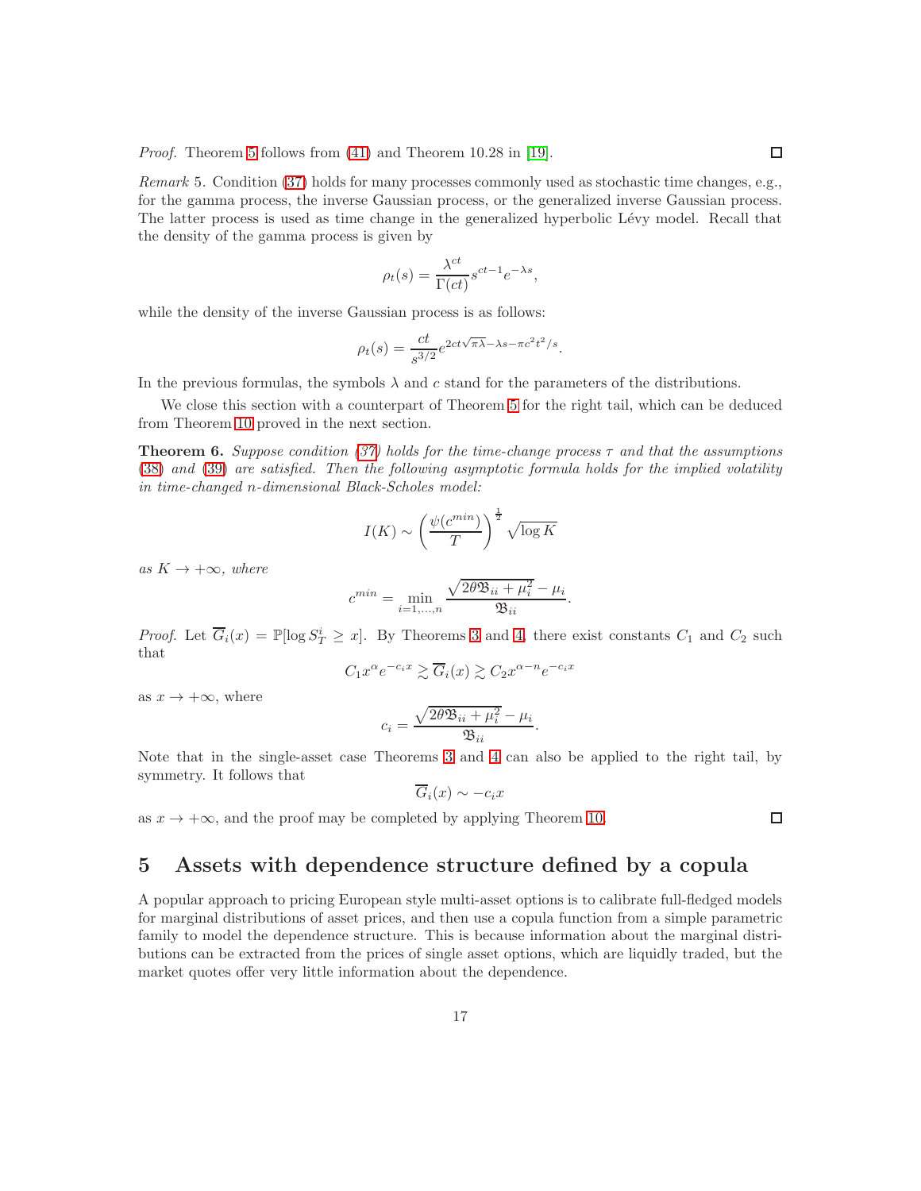*Proof.* Theorem 5 follows from (41) and Theorem 10.28 in [19]. ☐

*Remark* 5. Condition (37) holds for many processes commonly used as stochastic time changes, e.g., for the gamma process, the inverse Gaussian process, or the generalized inverse Gaussian process. The latter process is used as time change in the generalized hyperbolic Lévy model. Recall that the density of the gamma process is given by

$$\rho_t(s) = \frac{\lambda^{ct}}{\Gamma(ct)} s^{ct-1} e^{-\lambda s},$$

while the density of the inverse Gaussian process is as follows:

$$\rho_t(s) = \frac{ct}{s^{3/2}} e^{2ct\sqrt{\pi\lambda} - \lambda s - \pi c^2 t^2 / s}.$$

In the previous formulas, the symbols $\lambda$ and $c$ stand for the parameters of the distributions.

We close this section with a counterpart of Theorem 5 for the right tail, which can be deduced from Theorem 10 proved in the next section.

**Theorem 6.** *Suppose condition (37) holds for the time-change process $\tau$ and that the assumptions (38) and (39) are satisfied. Then the following asymptotic formula holds for the implied volatility in time-changed $n$-dimensional Black-Scholes model:*

$$I(K) \sim \left( \frac{\psi(c^{min})}{T} \right)^{\frac{1}{2}} \sqrt{\log K}$$

*as $K \to +\infty$, where*

$$c^{min} = \min_{i=1,\ldots,n} \frac{\sqrt{2\theta \mathfrak{B}_{ii} + \mu_i^2} - \mu_i}{\mathfrak{B}_{ii}}.$$

*Proof.* Let $\overline{G}_i(x) = \mathbb{P}[\log S_T^i \geq x]$. By Theorems 3 and 4, there exist constants $C_1$ and $C_2$ such that

$$C_1 x^{\alpha} e^{-c_i x} \gtrsim \overline{G}_i(x) \gtrsim C_2 x^{\alpha - n} e^{-c_i x}$$

as $x \to +\infty$, where

$$c_i = \frac{\sqrt{2\theta \mathfrak{B}_{ii} + \mu_i^2} - \mu_i}{\mathfrak{B}_{ii}}.$$

Note that in the single-asset case Theorems 3 and 4 can also be applied to the right tail, by symmetry. It follows that

$$\overline{G}_i(x) \sim -c_i x$$

as $x \to +\infty$, and the proof may be completed by applying Theorem 10. ☐

# 5 Assets with dependence structure defined by a copula

A popular approach to pricing European style multi-asset options is to calibrate full-fledged models for marginal distributions of asset prices, and then use a copula function from a simple parametric family to model the dependence structure. This is because information about the marginal distributions can be extracted from the prices of single asset options, which are liquidly traded, but the market quotes offer very little information about the dependence.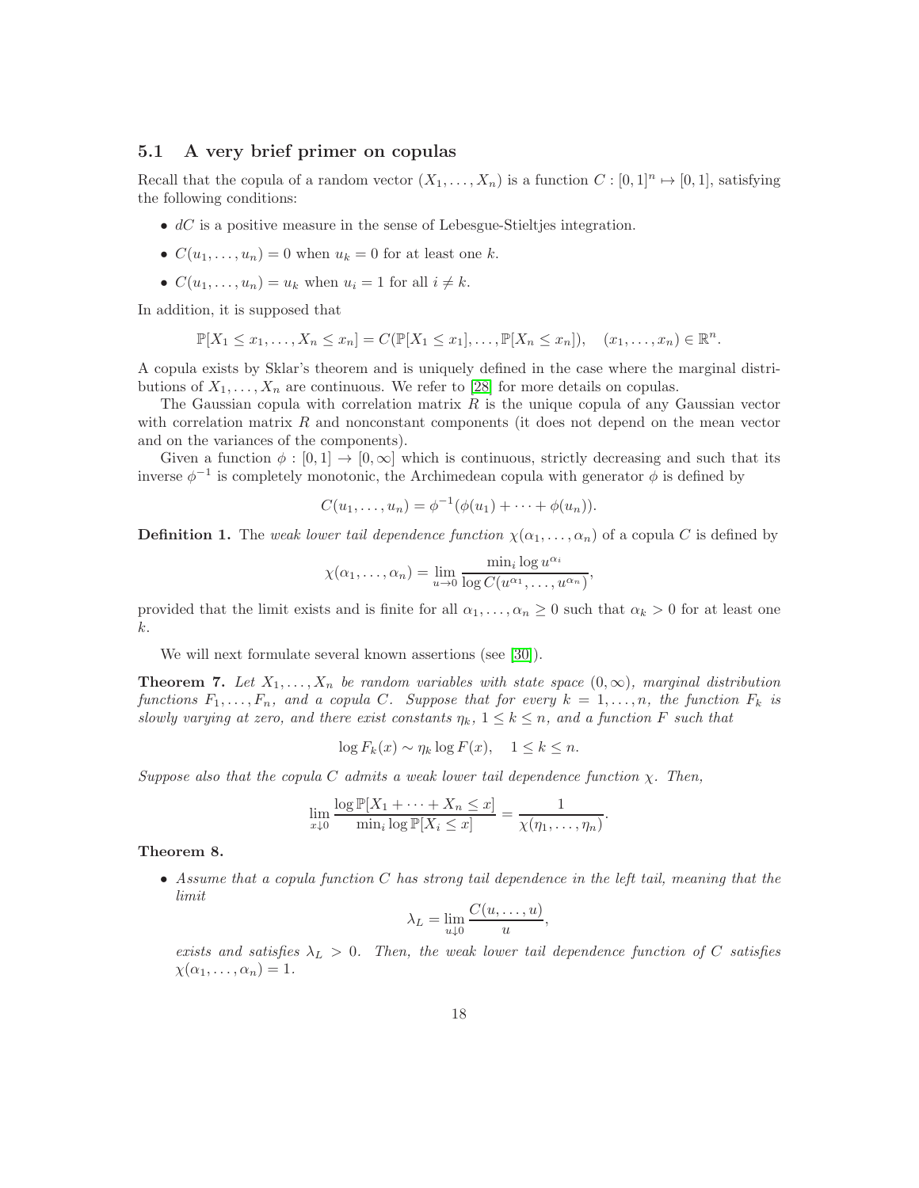### 5.1 A very brief primer on copulas

Recall that the copula of a random vector $(X_1, \ldots, X_n)$ is a function $C : [0,1]^n \mapsto [0,1]$, satisfying the following conditions:

- $dC$ is a positive measure in the sense of Lebesgue-Stieltjes integration.
- $C(u_1, \ldots, u_n) = 0$ when $u_k = 0$ for at least one $k$.
- $C(u_1, \ldots, u_n) = u_k$ when $u_i = 1$ for all $i \neq k$.

In addition, it is supposed that

$$\mathbb{P}[X_1 \leq x_1, \ldots, X_n \leq x_n] = C(\mathbb{P}[X_1 \leq x_1], \ldots, \mathbb{P}[X_n \leq x_n]), \quad (x_1, \ldots, x_n) \in \mathbb{R}^n.$$

A copula exists by Sklar's theorem and is uniquely defined in the case where the marginal distributions of $X_1, \ldots, X_n$ are continuous. We refer to [28] for more details on copulas.

The Gaussian copula with correlation matrix $R$ is the unique copula of any Gaussian vector with correlation matrix $R$ and nonconstant components (it does not depend on the mean vector and on the variances of the components).

Given a function $\phi : [0,1] \to [0, \infty]$ which is continuous, strictly decreasing and such that its inverse $\phi^{-1}$ is completely monotonic, the Archimedean copula with generator $\phi$ is defined by

$$C(u_1, \ldots, u_n) = \phi^{-1}(\phi(u_1) + \cdots + \phi(u_n)).$$

**Definition 1.** The *weak lower tail dependence function* $\chi(\alpha_1, \ldots, \alpha_n)$ of a copula $C$ is defined by

$$\chi(\alpha_1, \ldots, \alpha_n) = \lim_{u \to 0} \frac{\min_i \log u^{\alpha_i}}{\log C(u^{\alpha_1}, \ldots, u^{\alpha_n})},$$

provided that the limit exists and is finite for all $\alpha_1, \ldots, \alpha_n \geq 0$ such that $\alpha_k > 0$ for at least one $k$.

We will next formulate several known assertions (see [30]).

**Theorem 7.** *Let $X_1, \ldots, X_n$ be random variables with state space $(0, \infty)$, marginal distribution functions $F_1, \ldots, F_n$, and a copula $C$. Suppose that for every $k = 1, \ldots, n$, the function $F_k$ is slowly varying at zero, and there exist constants $\eta_k$, $1 \leq k \leq n$, and a function $F$ such that*

$$\log F_k(x) \sim \eta_k \log F(x), \quad 1 \leq k \leq n.$$

*Suppose also that the copula $C$ admits a weak lower tail dependence function $\chi$. Then,*

$$\lim_{x \downarrow 0} \frac{\log \mathbb{P}[X_1 + \cdots + X_n \leq x]}{\min_i \log \mathbb{P}[X_i \leq x]} = \frac{1}{\chi(\eta_1, \ldots, \eta_n)}.$$

**Theorem 8.**

- *Assume that a copula function $C$ has strong tail dependence in the left tail, meaning that the limit*

$$\lambda_L = \lim_{u \downarrow 0} \frac{C(u, \ldots, u)}{u},$$

*exists and satisfies $\lambda_L > 0$. Then, the weak lower tail dependence function of $C$ satisfies $\chi(\alpha_1, \ldots, \alpha_n) = 1$.*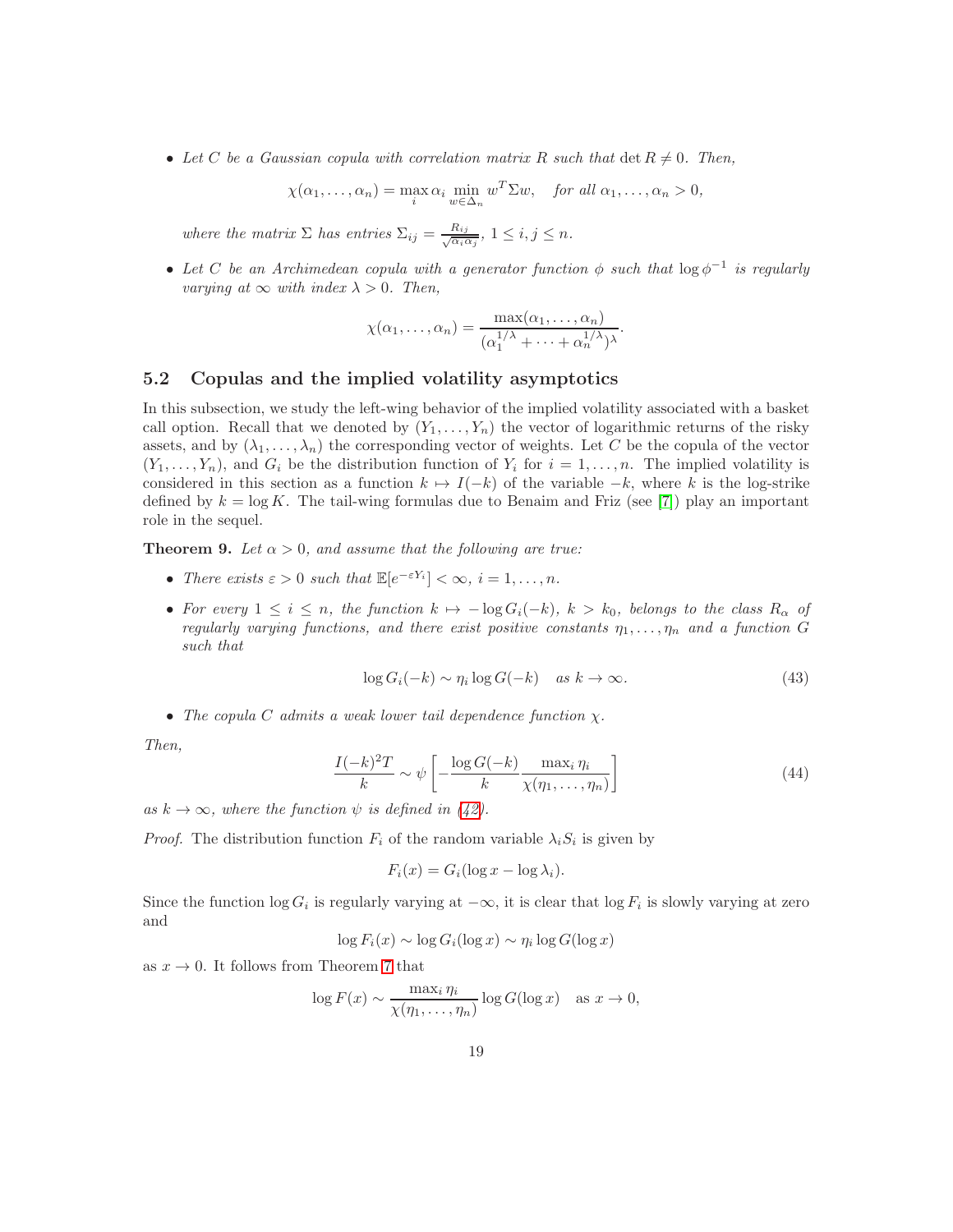- *Let $C$ be a Gaussian copula with correlation matrix $R$ such that $\det R \neq 0$. Then,*

$$\chi(\alpha_1, \ldots, \alpha_n) = \max_i \alpha_i \min_{w \in \Delta_n} w^T \Sigma w, \quad \text{for all } \alpha_1, \ldots, \alpha_n > 0,$$

  *where the matrix $\Sigma$ has entries $\Sigma_{ij} = \frac{R_{ij}}{\sqrt{\alpha_i \alpha_j}}$, $1 \leq i, j \leq n$.*

- *Let $C$ be an Archimedean copula with a generator function $\phi$ such that $\log \phi^{-1}$ is regularly varying at $\infty$ with index $\lambda > 0$. Then,*

$$\chi(\alpha_1, \ldots, \alpha_n) = \frac{\max(\alpha_1, \ldots, \alpha_n)}{(\alpha_1^{1/\lambda} + \cdots + \alpha_n^{1/\lambda})^\lambda}.$$

## 5.2 Copulas and the implied volatility asymptotics

In this subsection, we study the left-wing behavior of the implied volatility associated with a basket call option. Recall that we denoted by $(Y_1, \ldots, Y_n)$ the vector of logarithmic returns of the risky assets, and by $(\lambda_1, \ldots, \lambda_n)$ the corresponding vector of weights. Let $C$ be the copula of the vector $(Y_1, \ldots, Y_n)$, and $G_i$ be the distribution function of $Y_i$ for $i = 1, \ldots, n$. The implied volatility is considered in this section as a function $k \mapsto I(-k)$ of the variable $-k$, where $k$ is the log-strike defined by $k = \log K$. The tail-wing formulas due to Benaim and Friz (see [7]) play an important role in the sequel.

**Theorem 9.** *Let $\alpha > 0$, and assume that the following are true:*

- *There exists $\varepsilon > 0$ such that $\mathbb{E}[e^{-\varepsilon Y_i}] < \infty$, $i = 1, \ldots, n$.*
- *For every $1 \leq i \leq n$, the function $k \mapsto -\log G_i(-k)$, $k > k_0$, belongs to the class $R_\alpha$ of regularly varying functions, and there exist positive constants $\eta_1, \ldots, \eta_n$ and a function $G$ such that*

$$\log G_i(-k) \sim \eta_i \log G(-k) \quad \text{as } k \to \infty. \tag{43}$$

- *The copula $C$ admits a weak lower tail dependence function $\chi$.*

*Then,*

$$\frac{I(-k)^2 T}{k} \sim \psi \left[ -\frac{\log G(-k)}{k} \frac{\max_i \eta_i}{\chi(\eta_1, \ldots, \eta_n)} \right] \tag{44}$$

*as $k \to \infty$, where the function $\psi$ is defined in (42).*

*Proof.* The distribution function $F_i$ of the random variable $\lambda_i S_i$ is given by

$$F_i(x) = G_i(\log x - \log \lambda_i).$$

Since the function $\log G_i$ is regularly varying at $-\infty$, it is clear that $\log F_i$ is slowly varying at zero and

$$\log F_i(x) \sim \log G_i(\log x) \sim \eta_i \log G(\log x)$$

as $x \to 0$. It follows from Theorem 7 that

$$\log F(x) \sim \frac{\max_i \eta_i}{\chi(\eta_1, \ldots, \eta_n)} \log G(\log x) \quad \text{as } x \to 0,$$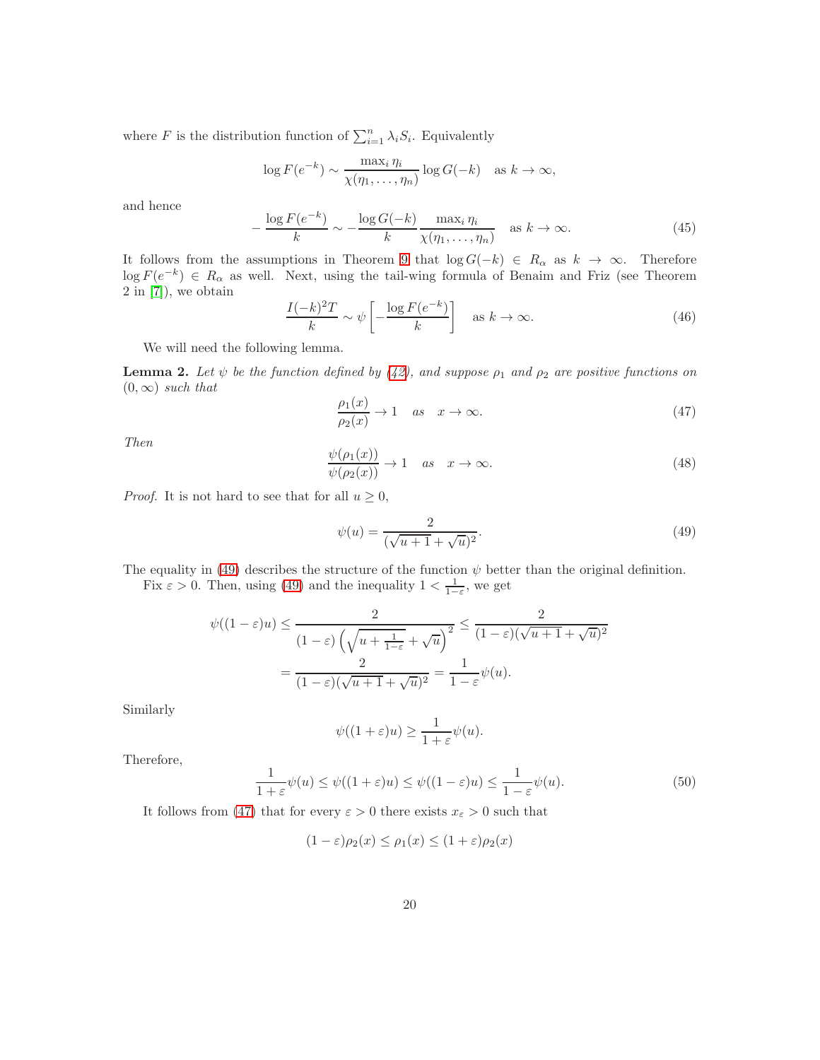where $F$ is the distribution function of $\sum_{i=1}^{n} \lambda_i S_i$. Equivalently

$$\log F(e^{-k}) \sim \frac{\max_i \eta_i}{\chi(\eta_1, \dots, \eta_n)} \log G(-k) \quad \text{as } k \to \infty,$$

and hence

$$-\frac{\log F(e^{-k})}{k} \sim -\frac{\log G(-k)}{k} \frac{\max_i \eta_i}{\chi(\eta_1, \dots, \eta_n)} \quad \text{as } k \to \infty. \tag{45}$$

It follows from the assumptions in Theorem 9 that $\log G(-k) \in R_\alpha$ as $k \to \infty$. Therefore $\log F(e^{-k}) \in R_\alpha$ as well. Next, using the tail-wing formula of Benaim and Friz (see Theorem 2 in [7]), we obtain

$$\frac{I(-k)^2 T}{k} \sim \psi \left[ -\frac{\log F(e^{-k})}{k} \right] \quad \text{as } k \to \infty. \tag{46}$$

We will need the following lemma.

**Lemma 2.** *Let $\psi$ be the function defined by (42), and suppose $\rho_1$ and $\rho_2$ are positive functions on $(0, \infty)$ such that*

$$\frac{\rho_1(x)}{\rho_2(x)} \to 1 \quad \text{as} \quad x \to \infty. \tag{47}$$

*Then*

$$\frac{\psi(\rho_1(x))}{\psi(\rho_2(x))} \to 1 \quad \text{as} \quad x \to \infty. \tag{48}$$

*Proof.* It is not hard to see that for all $u \geq 0$,

$$\psi(u) = \frac{2}{(\sqrt{u+1} + \sqrt{u})^2}. \tag{49}$$

The equality in (49) describes the structure of the function $\psi$ better than the original definition.

Fix $\varepsilon > 0$. Then, using (49) and the inequality $1 < \frac{1}{1-\varepsilon}$, we get

$$\begin{aligned}
\psi((1-\varepsilon)u) &\leq \frac{2}{(1-\varepsilon)\left(\sqrt{u + \frac{1}{1-\varepsilon}} + \sqrt{u}\right)^2} \leq \frac{2}{(1-\varepsilon)(\sqrt{u+1} + \sqrt{u})^2} \\
&= \frac{2}{(1-\varepsilon)(\sqrt{u+1} + \sqrt{u})^2} = \frac{1}{1-\varepsilon}\psi(u).
\end{aligned}$$

Similarly

$$\psi((1+\varepsilon)u) \geq \frac{1}{1+\varepsilon}\psi(u).$$

Therefore,

$$\frac{1}{1+\varepsilon}\psi(u) \leq \psi((1+\varepsilon)u) \leq \psi((1-\varepsilon)u) \leq \frac{1}{1-\varepsilon}\psi(u). \tag{50}$$

It follows from (47) that for every $\varepsilon > 0$ there exists $x_\varepsilon > 0$ such that

$$(1-\varepsilon)\rho_2(x) \leq \rho_1(x) \leq (1+\varepsilon)\rho_2(x)$$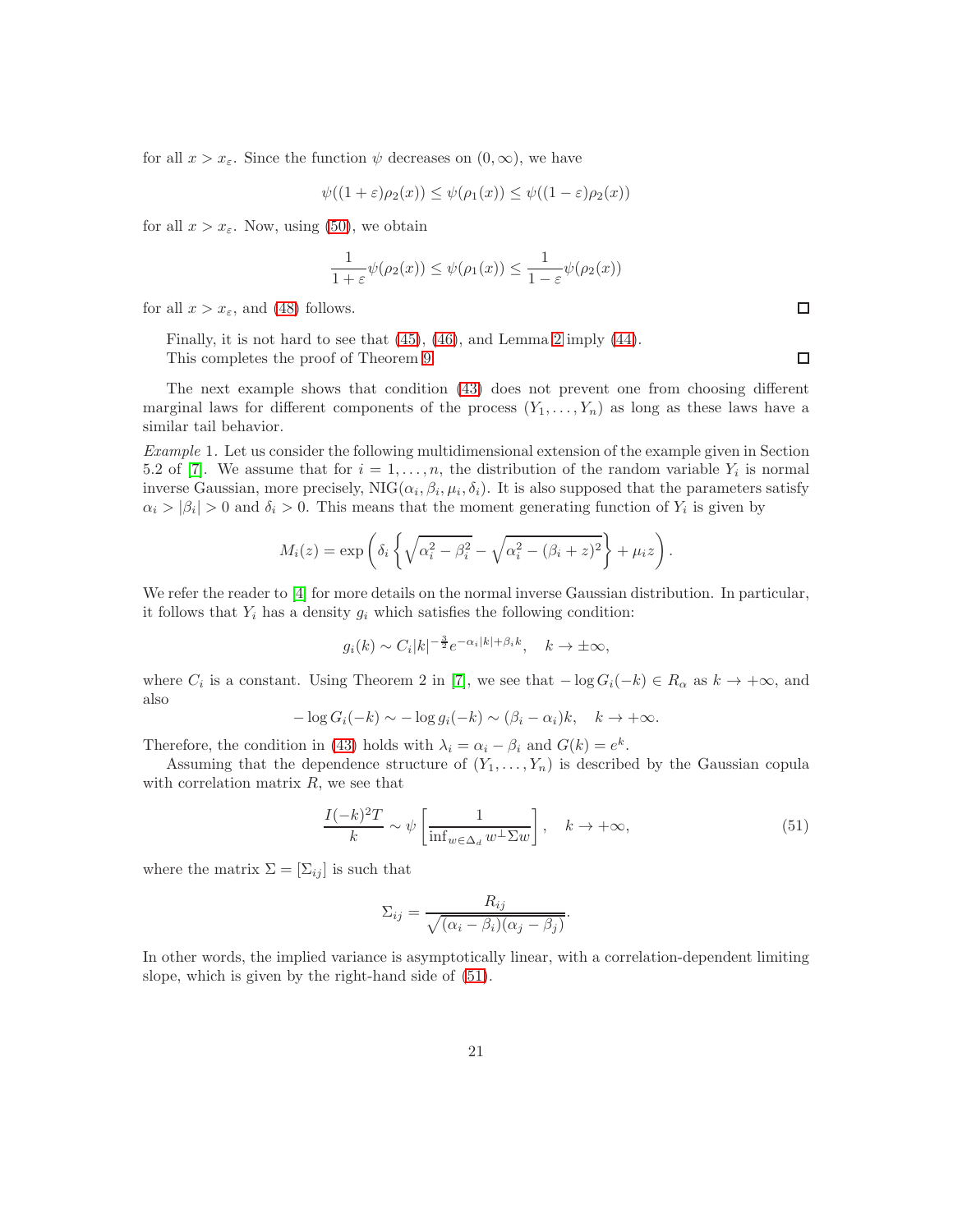for all $x > x_\varepsilon$. Since the function $\psi$ decreases on $(0, \infty)$, we have

$$\psi((1+\varepsilon)\rho_2(x)) \le \psi(\rho_1(x)) \le \psi((1-\varepsilon)\rho_2(x))$$

for all $x > x_\varepsilon$. Now, using (50), we obtain

$$\frac{1}{1+\varepsilon}\psi(\rho_2(x)) \le \psi(\rho_1(x)) \le \frac{1}{1-\varepsilon}\psi(\rho_2(x))$$

for all $x > x_\varepsilon$, and (48) follows. □

Finally, it is not hard to see that (45), (46), and Lemma 2 imply (44).
This completes the proof of Theorem 9. □

The next example shows that condition (43) does not prevent one from choosing different marginal laws for different components of the process $(Y_1, \dots, Y_n)$ as long as these laws have a similar tail behavior.

*Example* 1. Let us consider the following multidimensional extension of the example given in Section 5.2 of [7]. We assume that for $i = 1, \dots, n$, the distribution of the random variable $Y_i$ is normal inverse Gaussian, more precisely, $\mathrm{NIG}(\alpha_i, \beta_i, \mu_i, \delta_i)$. It is also supposed that the parameters satisfy $\alpha_i > |\beta_i| > 0$ and $\delta_i > 0$. This means that the moment generating function of $Y_i$ is given by

$$M_i(z) = \exp\left(\delta_i\left\{\sqrt{\alpha_i^2 - \beta_i^2} - \sqrt{\alpha_i^2 - (\beta_i + z)^2}\right\} + \mu_i z\right).$$

We refer the reader to [4] for more details on the normal inverse Gaussian distribution. In particular, it follows that $Y_i$ has a density $g_i$ which satisfies the following condition:

$$g_i(k) \sim C_i |k|^{-\frac{3}{2}} e^{-\alpha_i |k| + \beta_i k}, \quad k \to \pm\infty,$$

where $C_i$ is a constant. Using Theorem 2 in [7], we see that $-\log G_i(-k) \in R_\alpha$ as $k \to +\infty$, and also

$$-\log G_i(-k) \sim -\log g_i(-k) \sim (\beta_i - \alpha_i)k, \quad k \to +\infty.$$

Therefore, the condition in (43) holds with $\lambda_i = \alpha_i - \beta_i$ and $G(k) = e^k$.

Assuming that the dependence structure of $(Y_1, \dots, Y_n)$ is described by the Gaussian copula with correlation matrix $R$, we see that

$$\frac{I(-k)^2 T}{k} \sim \psi\left[\frac{1}{\inf_{w \in \Delta_d} w^\perp \Sigma w}\right], \quad k \to +\infty, \tag{51}$$

where the matrix $\Sigma = [\Sigma_{ij}]$ is such that

$$\Sigma_{ij} = \frac{R_{ij}}{\sqrt{(\alpha_i - \beta_i)(\alpha_j - \beta_j)}}.$$

In other words, the implied variance is asymptotically linear, with a correlation-dependent limiting slope, which is given by the right-hand side of (51).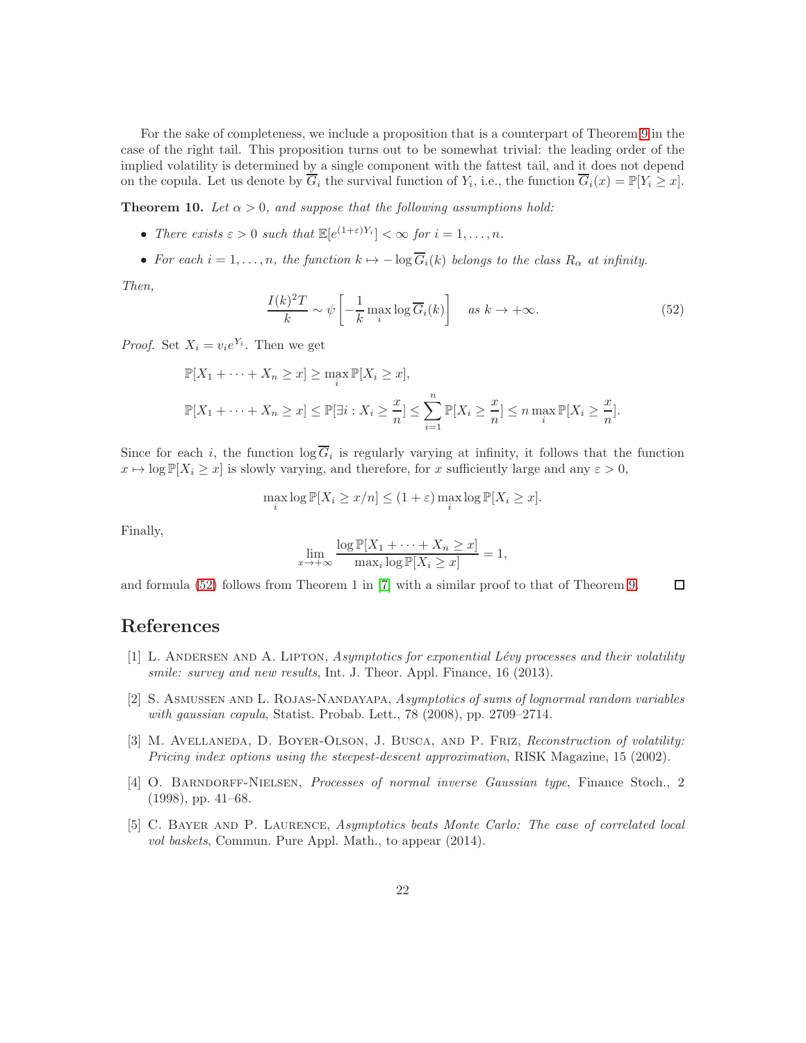For the sake of completeness, we include a proposition that is a counterpart of Theorem 9 in the case of the right tail. This proposition turns out to be somewhat trivial: the leading order of the implied volatility is determined by a single component with the fattest tail, and it does not depend on the copula. Let us denote by $\overline{G}_i$ the survival function of $Y_i$, i.e., the function $\overline{G}_i(x) = \mathbb{P}[Y_i \geq x]$.

**Theorem 10.** *Let $\alpha > 0$, and suppose that the following assumptions hold:*

- *There exists $\varepsilon > 0$ such that $\mathbb{E}[e^{(1+\varepsilon)Y_i}] < \infty$ for $i = 1, \dots, n$.*
- *For each $i = 1, \dots, n$, the function $k \mapsto -\log \overline{G}_i(k)$ belongs to the class $R_\alpha$ at infinity.*

*Then,*

$$\frac{I(k)^2 T}{k} \sim \psi\left[-\frac{1}{k}\max_i \log \overline{G}_i(k)\right] \quad \text{as } k \to +\infty. \tag{52}$$

*Proof.* Set $X_i = v_i e^{Y_i}$. Then we get

$$\mathbb{P}[X_1 + \cdots + X_n \geq x] \geq \max_i \mathbb{P}[X_i \geq x],$$

$$\mathbb{P}[X_1 + \cdots + X_n \geq x] \leq \mathbb{P}[\exists i : X_i \geq \frac{x}{n}] \leq \sum_{i=1}^{n} \mathbb{P}[X_i \geq \frac{x}{n}] \leq n \max_i \mathbb{P}[X_i \geq \frac{x}{n}].$$

Since for each $i$, the function $\log \overline{G}_i$ is regularly varying at infinity, it follows that the function $x \mapsto \log \mathbb{P}[X_i \geq x]$ is slowly varying, and therefore, for $x$ sufficiently large and any $\varepsilon > 0$,

$$\max_i \log \mathbb{P}[X_i \geq x/n] \leq (1+\varepsilon) \max_i \log \mathbb{P}[X_i \geq x].$$

Finally,

$$\lim_{x \to +\infty} \frac{\log \mathbb{P}[X_1 + \cdots + X_n \geq x]}{\max_i \log \mathbb{P}[X_i \geq x]} = 1,$$

and formula (52) follows from Theorem 1 in [7] with a similar proof to that of Theorem 9. $\square$

## References

[1] L. Andersen and A. Lipton, *Asymptotics for exponential Lévy processes and their volatility smile: survey and new results*, Int. J. Theor. Appl. Finance, 16 (2013).

[2] S. Asmussen and L. Rojas-Nandayapa, *Asymptotics of sums of lognormal random variables with gaussian copula*, Statist. Probab. Lett., 78 (2008), pp. 2709–2714.

[3] M. Avellaneda, D. Boyer-Olson, J. Busca, and P. Friz, *Reconstruction of volatility: Pricing index options using the steepest-descent approximation*, RISK Magazine, 15 (2002).

[4] O. Barndorff-Nielsen, *Processes of normal inverse Gaussian type*, Finance Stoch., 2 (1998), pp. 41–68.

[5] C. Bayer and P. Laurence, *Asymptotics beats Monte Carlo: The case of correlated local vol baskets*, Commun. Pure Appl. Math., to appear (2014).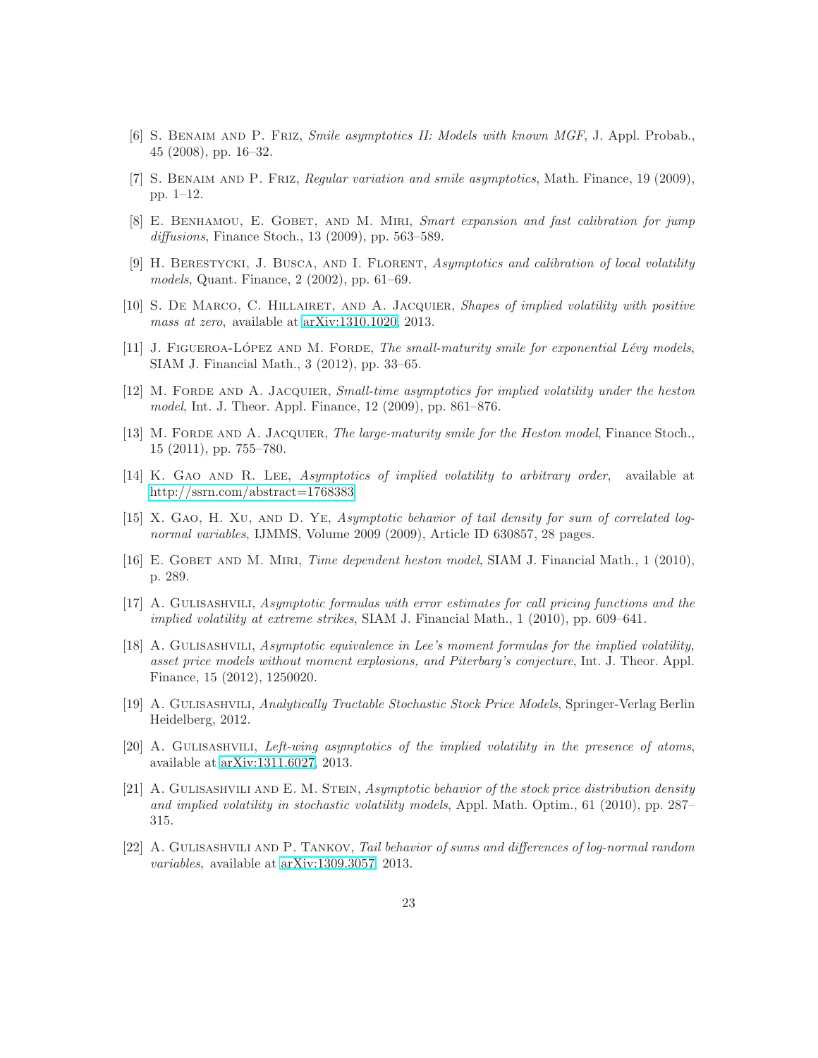[6] S. Benaim and P. Friz, *Smile asymptotics II: Models with known MGF*, J. Appl. Probab., 45 (2008), pp. 16–32.

[7] S. Benaim and P. Friz, *Regular variation and smile asymptotics*, Math. Finance, 19 (2009), pp. 1–12.

[8] E. Benhamou, E. Gobet, and M. Miri, *Smart expansion and fast calibration for jump diffusions*, Finance Stoch., 13 (2009), pp. 563–589.

[9] H. Berestycki, J. Busca, and I. Florent, *Asymptotics and calibration of local volatility models*, Quant. Finance, 2 (2002), pp. 61–69.

[10] S. De Marco, C. Hillairet, and A. Jacquier, *Shapes of implied volatility with positive mass at zero*, available at arXiv:1310.1020, 2013.

[11] J. Figueroa-López and M. Forde, *The small-maturity smile for exponential Lévy models*, SIAM J. Financial Math., 3 (2012), pp. 33–65.

[12] M. Forde and A. Jacquier, *Small-time asymptotics for implied volatility under the heston model*, Int. J. Theor. Appl. Finance, 12 (2009), pp. 861–876.

[13] M. Forde and A. Jacquier, *The large-maturity smile for the Heston model*, Finance Stoch., 15 (2011), pp. 755–780.

[14] K. Gao and R. Lee, *Asymptotics of implied volatility to arbitrary order*, available at http://ssrn.com/abstract=1768383

[15] X. Gao, H. Xu, and D. Ye, *Asymptotic behavior of tail density for sum of correlated log-normal variables*, IJMMS, Volume 2009 (2009), Article ID 630857, 28 pages.

[16] E. Gobet and M. Miri, *Time dependent heston model*, SIAM J. Financial Math., 1 (2010), p. 289.

[17] A. Gulisashvili, *Asymptotic formulas with error estimates for call pricing functions and the implied volatility at extreme strikes*, SIAM J. Financial Math., 1 (2010), pp. 609–641.

[18] A. Gulisashvili, *Asymptotic equivalence in Lee's moment formulas for the implied volatility, asset price models without moment explosions, and Piterbarg's conjecture*, Int. J. Theor. Appl. Finance, 15 (2012), 1250020.

[19] A. Gulisashvili, *Analytically Tractable Stochastic Stock Price Models*, Springer-Verlag Berlin Heidelberg, 2012.

[20] A. Gulisashvili, *Left-wing asymptotics of the implied volatility in the presence of atoms*, available at arXiv:1311.6027, 2013.

[21] A. Gulisashvili and E. M. Stein, *Asymptotic behavior of the stock price distribution density and implied volatility in stochastic volatility models*, Appl. Math. Optim., 61 (2010), pp. 287–315.

[22] A. Gulisashvili and P. Tankov, *Tail behavior of sums and differences of log-normal random variables*, available at arXiv:1309.3057, 2013.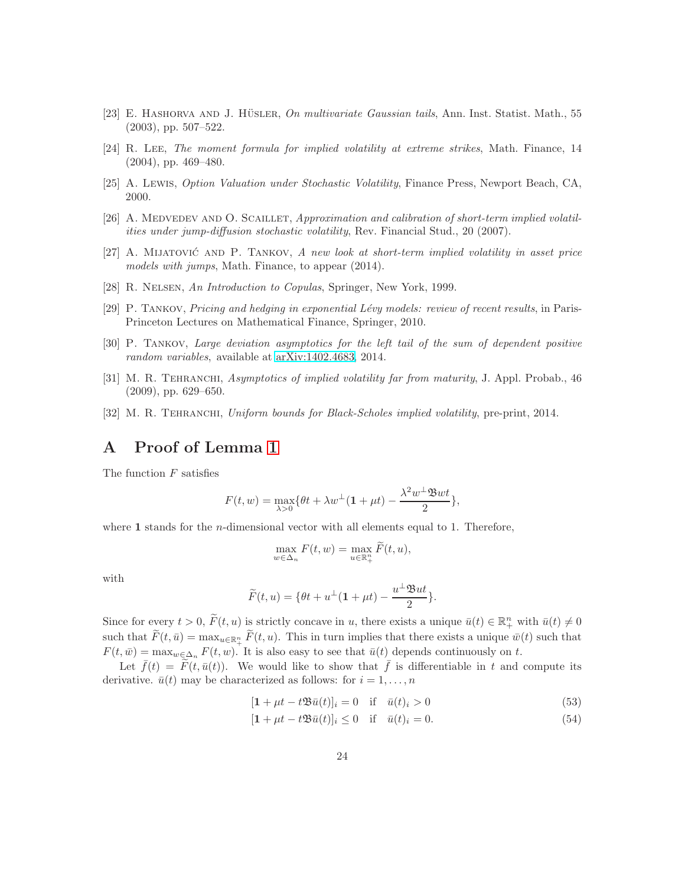[23] E. Hashorva and J. Hüsler, *On multivariate Gaussian tails*, Ann. Inst. Statist. Math., 55 (2003), pp. 507–522.

[24] R. Lee, *The moment formula for implied volatility at extreme strikes*, Math. Finance, 14 (2004), pp. 469–480.

[25] A. Lewis, *Option Valuation under Stochastic Volatility*, Finance Press, Newport Beach, CA, 2000.

[26] A. Medvedev and O. Scaillet, *Approximation and calibration of short-term implied volatilities under jump-diffusion stochastic volatility*, Rev. Financial Stud., 20 (2007).

[27] A. Mijatović and P. Tankov, *A new look at short-term implied volatility in asset price models with jumps*, Math. Finance, to appear (2014).

[28] R. Nelsen, *An Introduction to Copulas*, Springer, New York, 1999.

[29] P. Tankov, *Pricing and hedging in exponential Lévy models: review of recent results*, in Paris-Princeton Lectures on Mathematical Finance, Springer, 2010.

[30] P. Tankov, *Large deviation asymptotics for the left tail of the sum of dependent positive random variables*, available at arXiv:1402.4683, 2014.

[31] M. R. Tehranchi, *Asymptotics of implied volatility far from maturity*, J. Appl. Probab., 46 (2009), pp. 629–650.

[32] M. R. Tehranchi, *Uniform bounds for Black-Scholes implied volatility*, pre-print, 2014.

# A Proof of Lemma 1

The function $F$ satisfies

$$F(t,w) = \max_{\lambda>0}\{\theta t + \lambda w^{\perp}(\mathbf{1}+\mu t) - \frac{\lambda^2 w^{\perp}\mathfrak{B}wt}{2}\},$$

where $\mathbf{1}$ stands for the $n$-dimensional vector with all elements equal to 1. Therefore,

$$\max_{w\in\Delta_n} F(t,w) = \max_{u\in\mathbb{R}^n_+}\widetilde{F}(t,u),$$

with

$$\widetilde{F}(t,u) = \{\theta t + u^{\perp}(\mathbf{1}+\mu t) - \frac{u^{\perp}\mathfrak{B}ut}{2}\}.$$

Since for every $t>0$, $\widetilde{F}(t,u)$ is strictly concave in $u$, there exists a unique $\bar{u}(t)\in\mathbb{R}^n_+$ with $\bar{u}(t)\neq 0$ such that $\widetilde{F}(t,\bar{u}) = \max_{u\in\mathbb{R}^n_+}\widetilde{F}(t,u)$. This in turn implies that there exists a unique $\bar{w}(t)$ such that $F(t,\bar{w}) = \max_{w\in\Delta_n}F(t,w)$. It is also easy to see that $\bar{u}(t)$ depends continuously on $t$.

Let $\bar{f}(t) = \widetilde{F}(t,\bar{u}(t))$. We would like to show that $\bar{f}$ is differentiable in $t$ and compute its derivative. $\bar{u}(t)$ may be characterized as follows: for $i=1,\dots,n$

$$[\mathbf{1}+\mu t - t\mathfrak{B}\bar{u}(t)]_i = 0 \quad \text{if} \quad \bar{u}(t)_i > 0 \tag{53}$$

$$[\mathbf{1}+\mu t - t\mathfrak{B}\bar{u}(t)]_i \leq 0 \quad \text{if} \quad \bar{u}(t)_i = 0. \tag{54}$$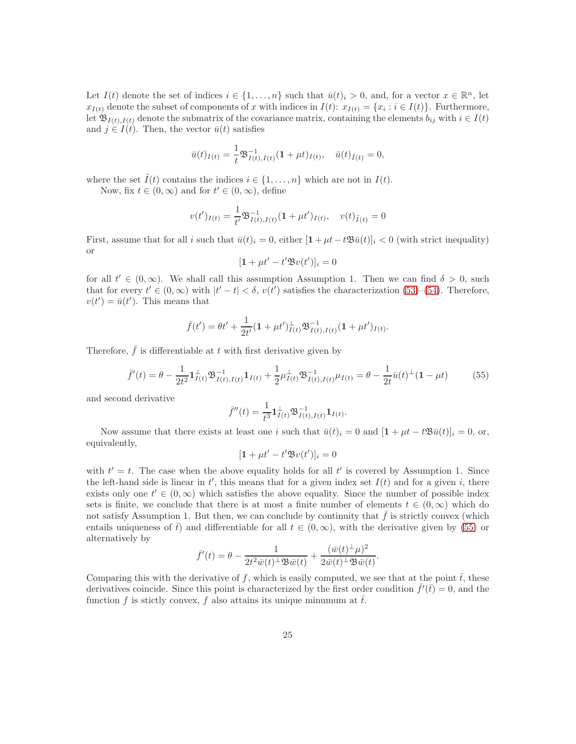Let $I(t)$ denote the set of indices $i \in \{1, \dots, n\}$ such that $\bar{u}(t)_i > 0$, and, for a vector $x \in \mathbb{R}^n$, let $x_{I(t)}$ denote the subset of components of $x$ with indices in $I(t)$: $x_{I(t)} = \{x_i : i \in I(t)\}$. Furthermore, let $\mathfrak{B}_{I(t),I(t)}$ denote the submatrix of the covariance matrix, containing the elements $b_{ij}$ with $i \in I(t)$ and $j \in I(t)$. Then, the vector $\bar{u}(t)$ satisfies

$$\bar{u}(t)_{I(t)} = \frac{1}{t}\mathfrak{B}^{-1}_{I(t),I(t)}(\mathbf{1} + \mu t)_{I(t)}, \quad \bar{u}(t)_{\tilde{I}(t)} = 0,$$

where the set $\tilde{I}(t)$ contains the indices $i \in \{1, \dots, n\}$ which are not in $I(t)$.

Now, fix $t \in (0, \infty)$ and for $t' \in (0, \infty)$, define

$$v(t')_{I(t)} = \frac{1}{t'}\mathfrak{B}^{-1}_{I(t),I(t)}(\mathbf{1} + \mu t')_{I(t)}, \quad v(t)_{\tilde{I}(t)} = 0$$

First, assume that for all $i$ such that $\bar{u}(t)_i = 0$, either $[\mathbf{1} + \mu t - t\mathfrak{B}\bar{u}(t)]_i < 0$ (with strict inequality) or

$$[\mathbf{1} + \mu t' - t'\mathfrak{B}v(t')]_i = 0$$

for all $t' \in (0, \infty)$. We shall call this assumption Assumption 1. Then we can find $\delta > 0$, such that for every $t' \in (0, \infty)$ with $|t' - t| < \delta$, $v(t')$ satisfies the characterization (53)–(54). Therefore, $v(t') = \bar{u}(t')$. This means that

$$\bar{f}(t') = \theta t' + \frac{1}{2t'}(\mathbf{1} + \mu t')^{\perp}_{I(t)}\mathfrak{B}^{-1}_{I(t),I(t)}(\mathbf{1} + \mu t')_{I(t)}.$$

Therefore, $\bar{f}$ is differentiable at $t$ with first derivative given by

$$\bar{f}'(t) = \theta - \frac{1}{2t^2}\mathbf{1}^{\perp}_{I(t)}\mathfrak{B}^{-1}_{I(t),I(t)}\mathbf{1}_{I(t)} + \frac{1}{2}\mu^{\perp}_{I(t)}\mathfrak{B}^{-1}_{I(t),I(t)}\mu_{I(t)} = \theta - \frac{1}{2t}\bar{u}(t)^{\perp}(\mathbf{1} - \mu t) \tag{55}$$

and second derivative

$$\bar{f}''(t) = \frac{1}{t^3}\mathbf{1}^{\perp}_{I(t)}\mathfrak{B}^{-1}_{I(t),I(t)}\mathbf{1}_{I(t)}.$$

Now assume that there exists at least one $i$ such that $\bar{u}(t)_i = 0$ and $[\mathbf{1} + \mu t - t\mathfrak{B}\bar{u}(t)]_i = 0$, or, equivalently,

$$[\mathbf{1} + \mu t' - t'\mathfrak{B}v(t')]_i = 0$$

with $t' = t$. The case when the above equality holds for all $t'$ is covered by Assumption 1. Since the left-hand side is linear in $t'$, this means that for a given index set $I(t)$ and for a given $i$, there exists only one $t' \in (0, \infty)$ which satisfies the above equality. Since the number of possible index sets is finite, we conclude that there is at most a finite number of elements $t \in (0, \infty)$ which do not satisfy Assumption 1. But then, we can conclude by continuity that $\bar{f}$ is strictly convex (which entails uniqueness of $\bar{t}$) and differentiable for all $t \in (0, \infty)$, with the derivative given by (55) or alternatively by

$$\bar{f}'(t) = \theta - \frac{1}{2t^2\bar{w}(t)^{\perp}\mathfrak{B}\bar{w}(t)} + \frac{(\bar{w}(t)^{\perp}\mu)^2}{2\bar{w}(t)^{\perp}\mathfrak{B}\bar{w}(t)}.$$

Comparing this with the derivative of $f$, which is easily computed, we see that at the point $\bar{t}$, these derivatives coincide. Since this point is characterized by the first order condition $\bar{f}'(\bar{t}) = 0$, and the function $f$ is stictly convex, $f$ also attains its unique minumum at $\bar{t}$.